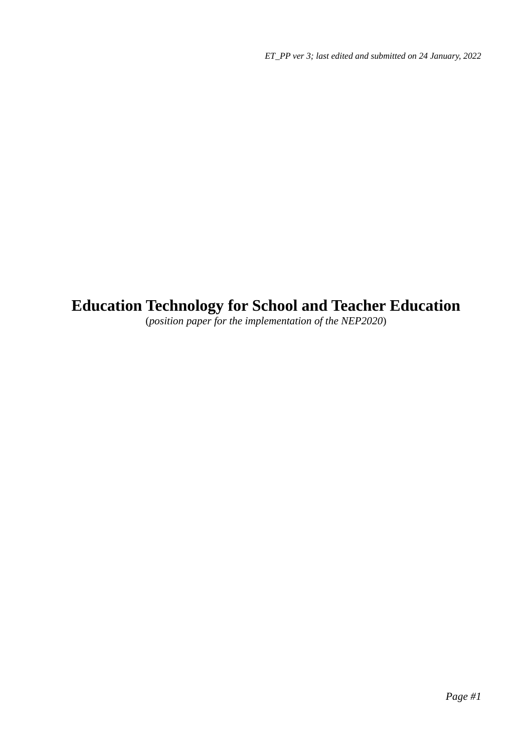*ET_PP ver 3; last edited and submitted on 24 January, 2022*

# Education Technology for School and Teacher Education

(*position paper for the implementation of the NEP2020*)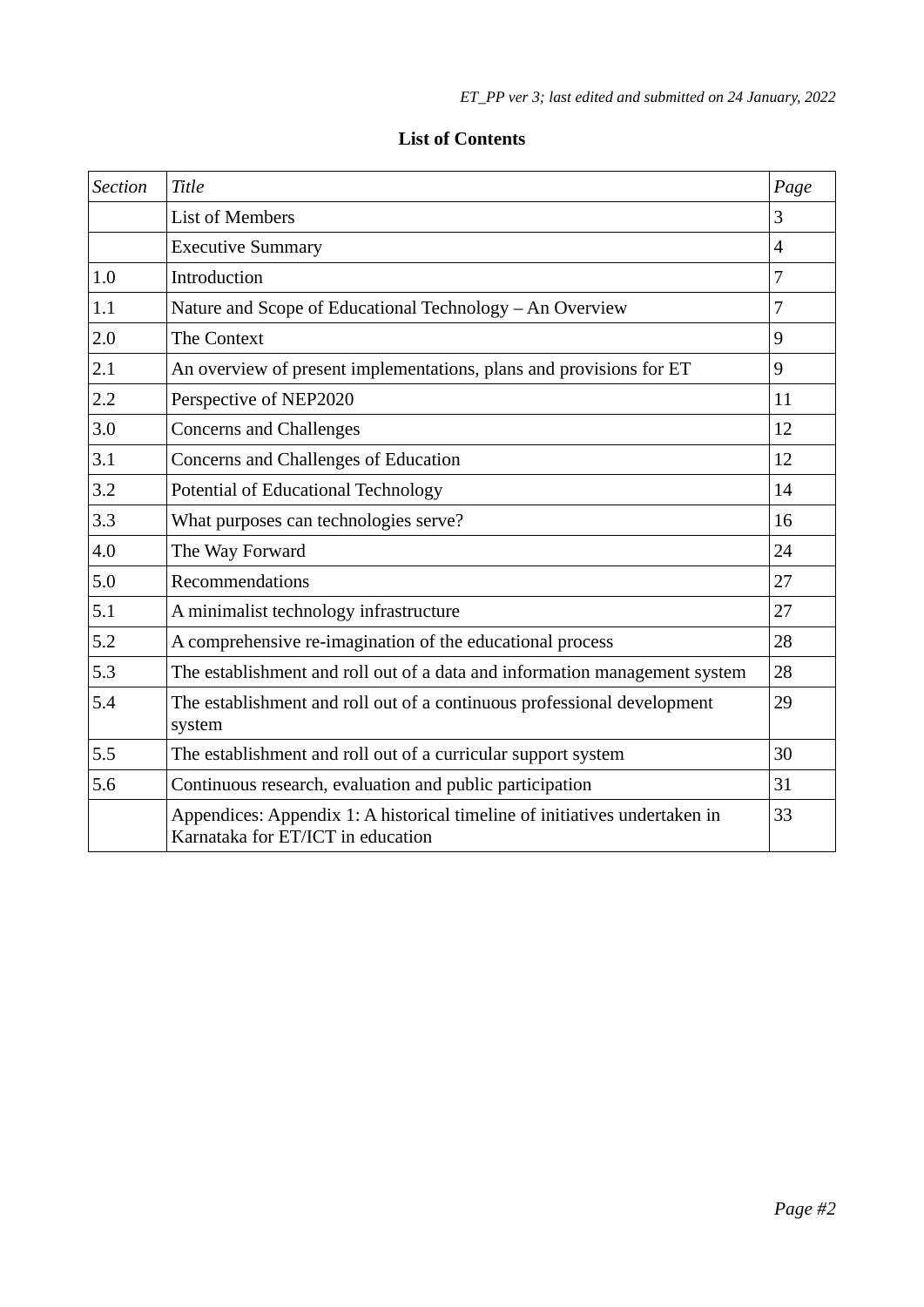## List of Contents

| *Section* | *Title* | *Page* |
|---|---|---|
| | List of Members | 3 |
| | Executive Summary | 4 |
| 1.0 | Introduction | 7 |
| 1.1 | Nature and Scope of Educational Technology – An Overview | 7 |
| 2.0 | The Context | 9 |
| 2.1 | An overview of present implementations, plans and provisions for ET | 9 |
| 2.2 | Perspective of NEP2020 | 11 |
| 3.0 | Concerns and Challenges | 12 |
| 3.1 | Concerns and Challenges of Education | 12 |
| 3.2 | Potential of Educational Technology | 14 |
| 3.3 | What purposes can technologies serve? | 16 |
| 4.0 | The Way Forward | 24 |
| 5.0 | Recommendations | 27 |
| 5.1 | A minimalist technology infrastructure | 27 |
| 5.2 | A comprehensive re-imagination of the educational process | 28 |
| 5.3 | The establishment and roll out of a data and information management system | 28 |
| 5.4 | The establishment and roll out of a continuous professional development system | 29 |
| 5.5 | The establishment and roll out of a curricular support system | 30 |
| 5.6 | Continuous research, evaluation and public participation | 31 |
| | Appendices: Appendix 1: A historical timeline of initiatives undertaken in Karnataka for ET/ICT in education | 33 |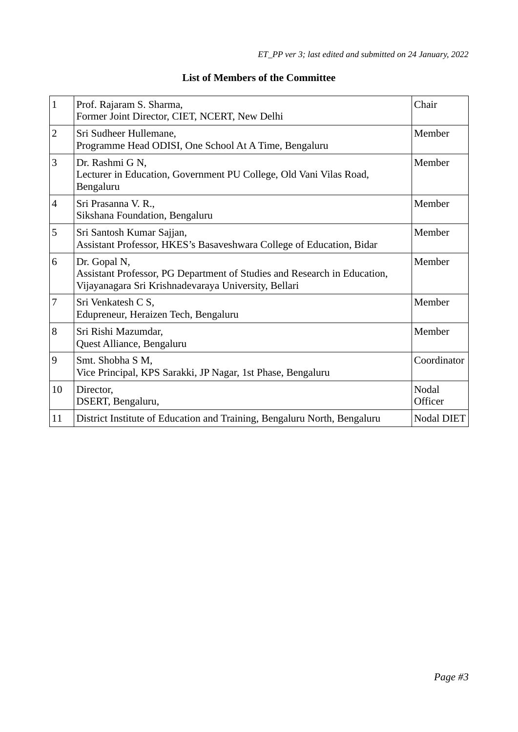## List of Members of the Committee

| | | |
|---|---|---|
| 1 | Prof. Rajaram S. Sharma,<br>Former Joint Director, CIET, NCERT, New Delhi | Chair |
| 2 | Sri Sudheer Hullemane,<br>Programme Head ODISI, One School At A Time, Bengaluru | Member |
| 3 | Dr. Rashmi G N,<br>Lecturer in Education, Government PU College, Old Vani Vilas Road, Bengaluru | Member |
| 4 | Sri Prasanna V. R.,<br>Sikshana Foundation, Bengaluru | Member |
| 5 | Sri Santosh Kumar Sajjan,<br>Assistant Professor, HKES's Basaveshwara College of Education, Bidar | Member |
| 6 | Dr. Gopal N,<br>Assistant Professor, PG Department of Studies and Research in Education, Vijayanagara Sri Krishnadevaraya University, Bellari | Member |
| 7 | Sri Venkatesh C S,<br>Edupreneur, Heraizen Tech, Bengaluru | Member |
| 8 | Sri Rishi Mazumdar,<br>Quest Alliance, Bengaluru | Member |
| 9 | Smt. Shobha S M,<br>Vice Principal, KPS Sarakki, JP Nagar, 1st Phase, Bengaluru | Coordinator |
| 10 | Director,<br>DSERT, Bengaluru, | Nodal Officer |
| 11 | District Institute of Education and Training, Bengaluru North, Bengaluru | Nodal DIET |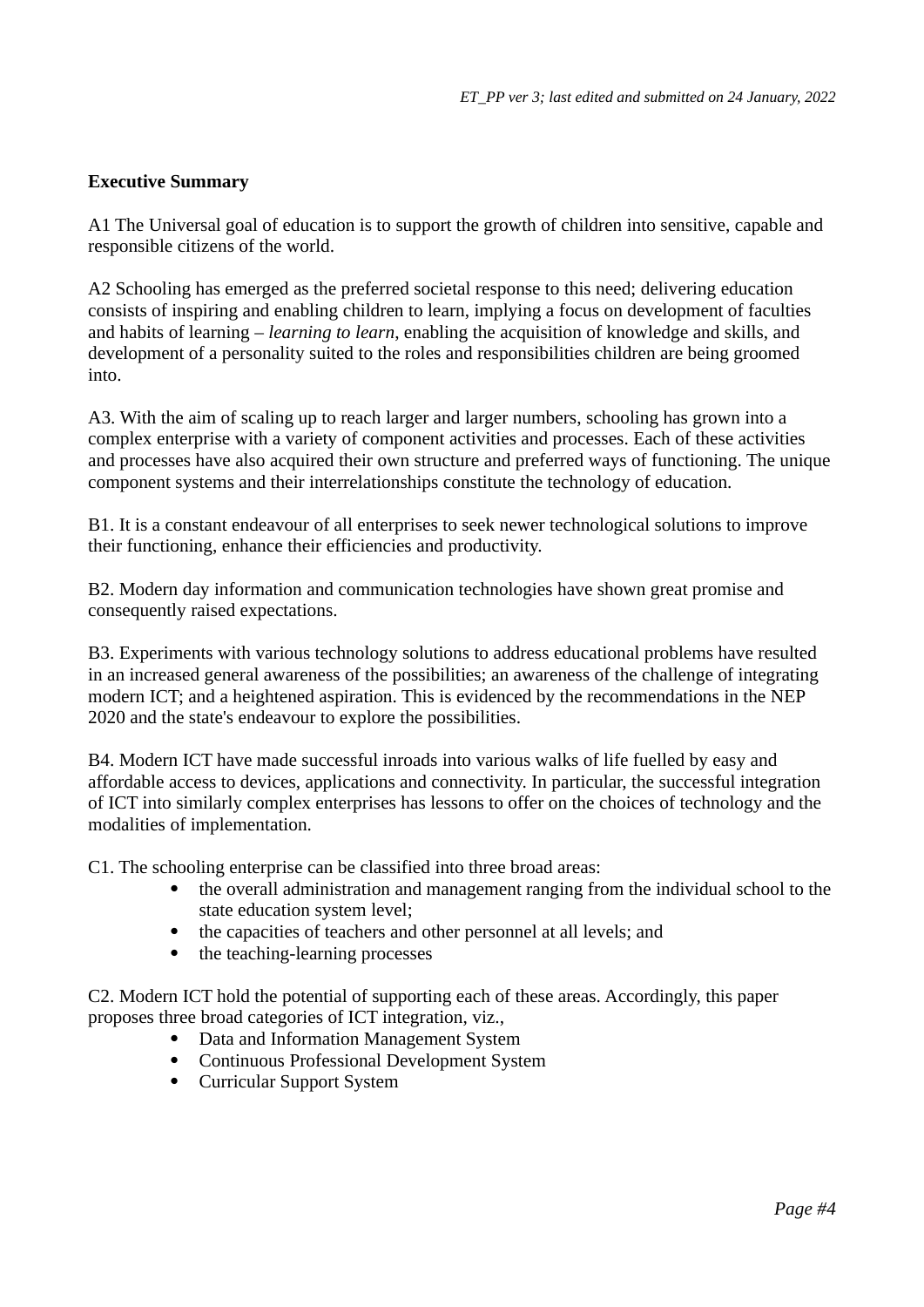**Executive Summary**

A1 The Universal goal of education is to support the growth of children into sensitive, capable and responsible citizens of the world.

A2 Schooling has emerged as the preferred societal response to this need; delivering education consists of inspiring and enabling children to learn, implying a focus on development of faculties and habits of learning – *learning to learn*, enabling the acquisition of knowledge and skills, and development of a personality suited to the roles and responsibilities children are being groomed into.

A3. With the aim of scaling up to reach larger and larger numbers, schooling has grown into a complex enterprise with a variety of component activities and processes. Each of these activities and processes have also acquired their own structure and preferred ways of functioning. The unique component systems and their interrelationships constitute the technology of education.

B1. It is a constant endeavour of all enterprises to seek newer technological solutions to improve their functioning, enhance their efficiencies and productivity.

B2. Modern day information and communication technologies have shown great promise and consequently raised expectations.

B3. Experiments with various technology solutions to address educational problems have resulted in an increased general awareness of the possibilities; an awareness of the challenge of integrating modern ICT; and a heightened aspiration. This is evidenced by the recommendations in the NEP 2020 and the state's endeavour to explore the possibilities.

B4. Modern ICT have made successful inroads into various walks of life fuelled by easy and affordable access to devices, applications and connectivity. In particular, the successful integration of ICT into similarly complex enterprises has lessons to offer on the choices of technology and the modalities of implementation.

C1. The schooling enterprise can be classified into three broad areas:

- the overall administration and management ranging from the individual school to the state education system level;
- the capacities of teachers and other personnel at all levels; and
- the teaching-learning processes

C2. Modern ICT hold the potential of supporting each of these areas. Accordingly, this paper proposes three broad categories of ICT integration, viz.,

- Data and Information Management System
- Continuous Professional Development System
- Curricular Support System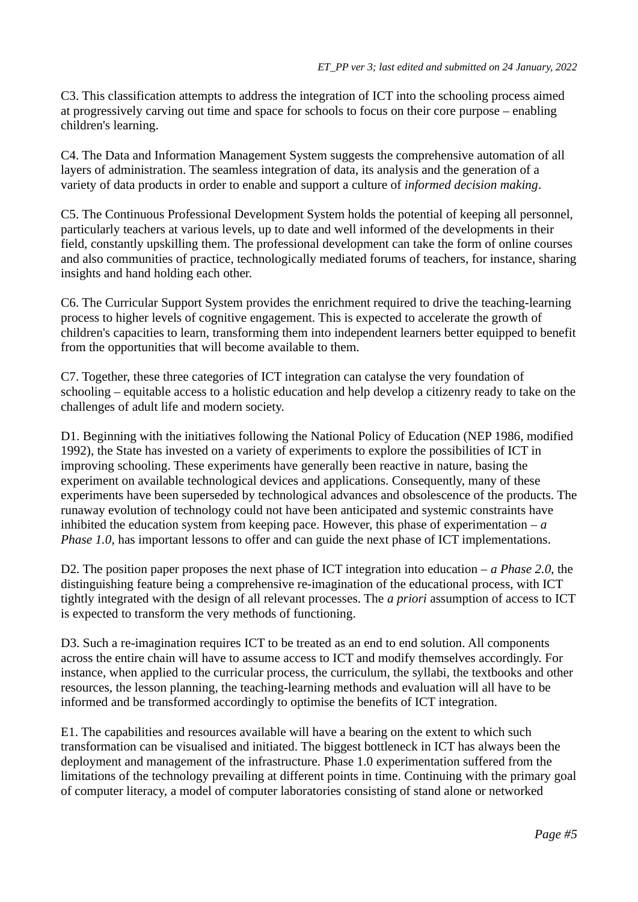C3. This classification attempts to address the integration of ICT into the schooling process aimed at progressively carving out time and space for schools to focus on their core purpose – enabling children's learning.

C4. The Data and Information Management System suggests the comprehensive automation of all layers of administration. The seamless integration of data, its analysis and the generation of a variety of data products in order to enable and support a culture of *informed decision making*.

C5. The Continuous Professional Development System holds the potential of keeping all personnel, particularly teachers at various levels, up to date and well informed of the developments in their field, constantly upskilling them. The professional development can take the form of online courses and also communities of practice, technologically mediated forums of teachers, for instance, sharing insights and hand holding each other.

C6. The Curricular Support System provides the enrichment required to drive the teaching-learning process to higher levels of cognitive engagement. This is expected to accelerate the growth of children's capacities to learn, transforming them into independent learners better equipped to benefit from the opportunities that will become available to them.

C7. Together, these three categories of ICT integration can catalyse the very foundation of schooling – equitable access to a holistic education and help develop a citizenry ready to take on the challenges of adult life and modern society.

D1. Beginning with the initiatives following the National Policy of Education (NEP 1986, modified 1992), the State has invested on a variety of experiments to explore the possibilities of ICT in improving schooling. These experiments have generally been reactive in nature, basing the experiment on available technological devices and applications. Consequently, many of these experiments have been superseded by technological advances and obsolescence of the products. The runaway evolution of technology could not have been anticipated and systemic constraints have inhibited the education system from keeping pace. However, this phase of experimentation – *a Phase 1.0*, has important lessons to offer and can guide the next phase of ICT implementations.

D2. The position paper proposes the next phase of ICT integration into education – *a Phase 2.0*, the distinguishing feature being a comprehensive re-imagination of the educational process, with ICT tightly integrated with the design of all relevant processes. The *a priori* assumption of access to ICT is expected to transform the very methods of functioning.

D3. Such a re-imagination requires ICT to be treated as an end to end solution. All components across the entire chain will have to assume access to ICT and modify themselves accordingly. For instance, when applied to the curricular process, the curriculum, the syllabi, the textbooks and other resources, the lesson planning, the teaching-learning methods and evaluation will all have to be informed and be transformed accordingly to optimise the benefits of ICT integration.

E1. The capabilities and resources available will have a bearing on the extent to which such transformation can be visualised and initiated. The biggest bottleneck in ICT has always been the deployment and management of the infrastructure. Phase 1.0 experimentation suffered from the limitations of the technology prevailing at different points in time. Continuing with the primary goal of computer literacy, a model of computer laboratories consisting of stand alone or networked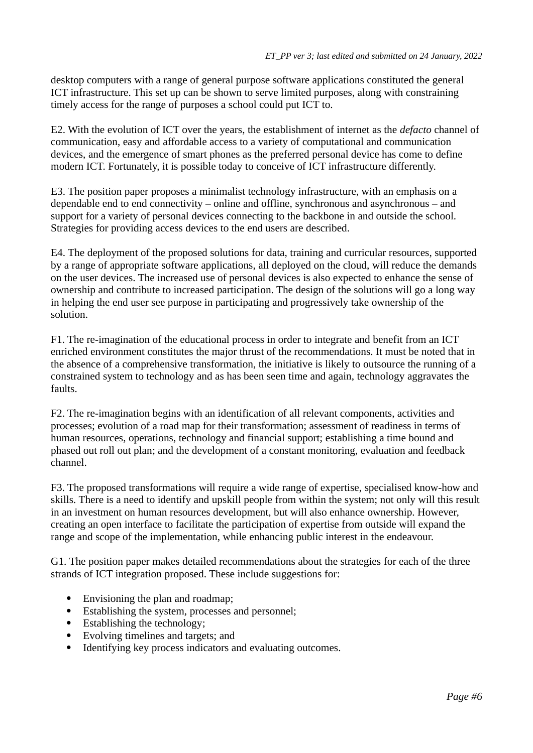desktop computers with a range of general purpose software applications constituted the general ICT infrastructure. This set up can be shown to serve limited purposes, along with constraining timely access for the range of purposes a school could put ICT to.

E2. With the evolution of ICT over the years, the establishment of internet as the *defacto* channel of communication, easy and affordable access to a variety of computational and communication devices, and the emergence of smart phones as the preferred personal device has come to define modern ICT. Fortunately, it is possible today to conceive of ICT infrastructure differently.

E3. The position paper proposes a minimalist technology infrastructure, with an emphasis on a dependable end to end connectivity – online and offline, synchronous and asynchronous – and support for a variety of personal devices connecting to the backbone in and outside the school. Strategies for providing access devices to the end users are described.

E4. The deployment of the proposed solutions for data, training and curricular resources, supported by a range of appropriate software applications, all deployed on the cloud, will reduce the demands on the user devices. The increased use of personal devices is also expected to enhance the sense of ownership and contribute to increased participation. The design of the solutions will go a long way in helping the end user see purpose in participating and progressively take ownership of the solution.

F1. The re-imagination of the educational process in order to integrate and benefit from an ICT enriched environment constitutes the major thrust of the recommendations. It must be noted that in the absence of a comprehensive transformation, the initiative is likely to outsource the running of a constrained system to technology and as has been seen time and again, technology aggravates the faults.

F2. The re-imagination begins with an identification of all relevant components, activities and processes; evolution of a road map for their transformation; assessment of readiness in terms of human resources, operations, technology and financial support; establishing a time bound and phased out roll out plan; and the development of a constant monitoring, evaluation and feedback channel.

F3. The proposed transformations will require a wide range of expertise, specialised know-how and skills. There is a need to identify and upskill people from within the system; not only will this result in an investment on human resources development, but will also enhance ownership. However, creating an open interface to facilitate the participation of expertise from outside will expand the range and scope of the implementation, while enhancing public interest in the endeavour.

G1. The position paper makes detailed recommendations about the strategies for each of the three strands of ICT integration proposed. These include suggestions for:

- Envisioning the plan and roadmap;
- Establishing the system, processes and personnel;
- Establishing the technology;
- Evolving timelines and targets; and
- Identifying key process indicators and evaluating outcomes.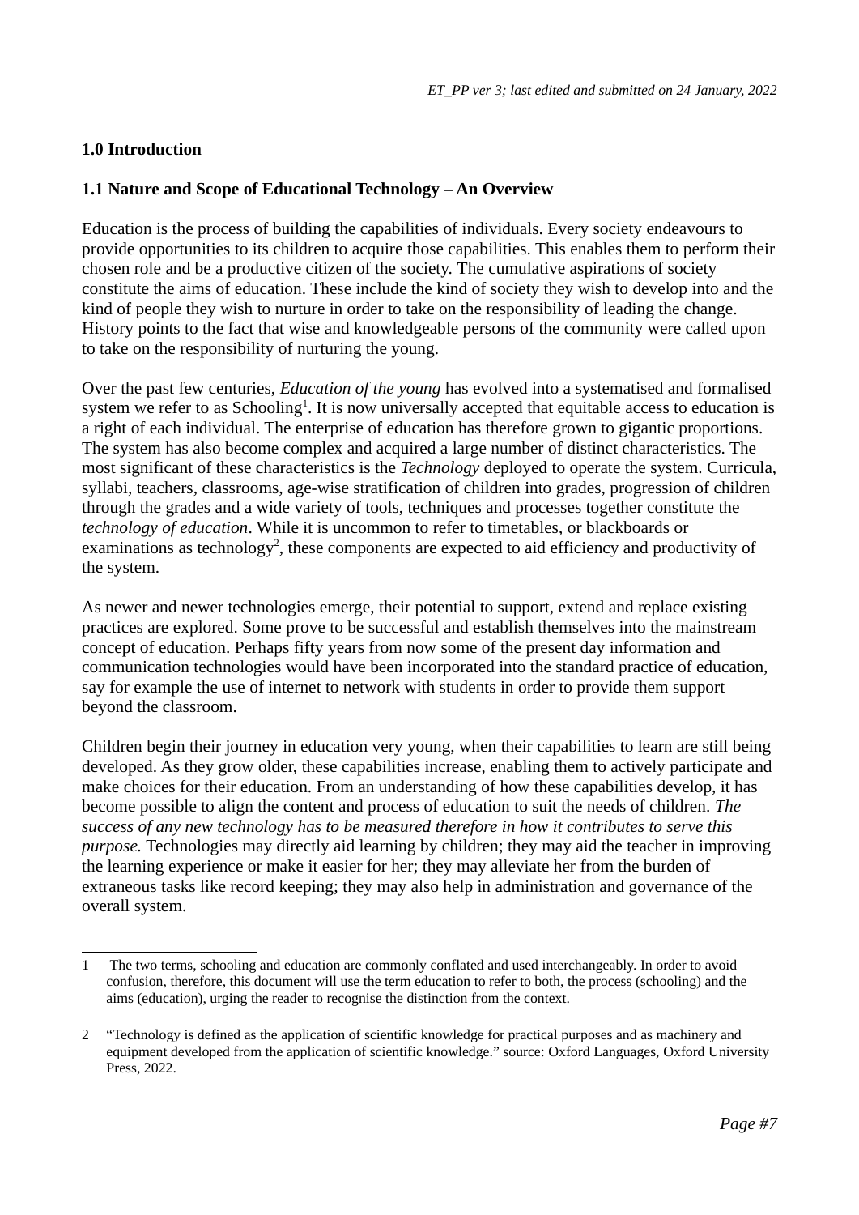# 1.0 Introduction

## 1.1 Nature and Scope of Educational Technology – An Overview

Education is the process of building the capabilities of individuals. Every society endeavours to provide opportunities to its children to acquire those capabilities. This enables them to perform their chosen role and be a productive citizen of the society. The cumulative aspirations of society constitute the aims of education. These include the kind of society they wish to develop into and the kind of people they wish to nurture in order to take on the responsibility of leading the change. History points to the fact that wise and knowledgeable persons of the community were called upon to take on the responsibility of nurturing the young.

Over the past few centuries, *Education of the young* has evolved into a systematised and formalised system we refer to as Schooling[1]. It is now universally accepted that equitable access to education is a right of each individual. The enterprise of education has therefore grown to gigantic proportions. The system has also become complex and acquired a large number of distinct characteristics. The most significant of these characteristics is the *Technology* deployed to operate the system. Curricula, syllabi, teachers, classrooms, age-wise stratification of children into grades, progression of children through the grades and a wide variety of tools, techniques and processes together constitute the *technology of education*. While it is uncommon to refer to timetables, or blackboards or examinations as technology[2], these components are expected to aid efficiency and productivity of the system.

As newer and newer technologies emerge, their potential to support, extend and replace existing practices are explored. Some prove to be successful and establish themselves into the mainstream concept of education. Perhaps fifty years from now some of the present day information and communication technologies would have been incorporated into the standard practice of education, say for example the use of internet to network with students in order to provide them support beyond the classroom.

Children begin their journey in education very young, when their capabilities to learn are still being developed. As they grow older, these capabilities increase, enabling them to actively participate and make choices for their education. From an understanding of how these capabilities develop, it has become possible to align the content and process of education to suit the needs of children. *The success of any new technology has to be measured therefore in how it contributes to serve this purpose.* Technologies may directly aid learning by children; they may aid the teacher in improving the learning experience or make it easier for her; they may alleviate her from the burden of extraneous tasks like record keeping; they may also help in administration and governance of the overall system.

---

1 The two terms, schooling and education are commonly conflated and used interchangeably. In order to avoid confusion, therefore, this document will use the term education to refer to both, the process (schooling) and the aims (education), urging the reader to recognise the distinction from the context.

2 "Technology is defined as the application of scientific knowledge for practical purposes and as machinery and equipment developed from the application of scientific knowledge." source: Oxford Languages, Oxford University Press, 2022.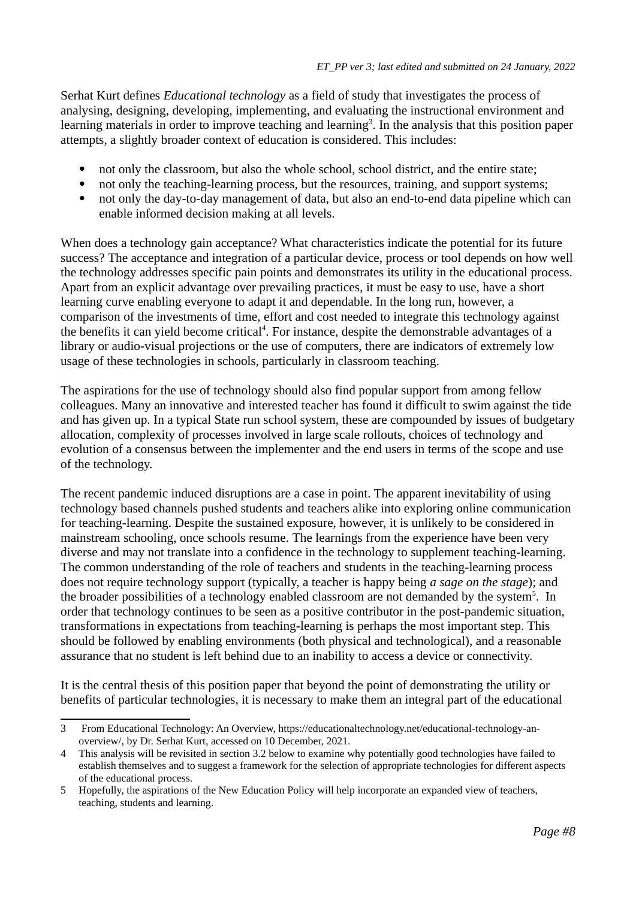Serhat Kurt defines *Educational technology* as a field of study that investigates the process of analysing, designing, developing, implementing, and evaluating the instructional environment and learning materials in order to improve teaching and learning[3]. In the analysis that this position paper attempts, a slightly broader context of education is considered. This includes:

- not only the classroom, but also the whole school, school district, and the entire state;
- not only the teaching-learning process, but the resources, training, and support systems;
- not only the day-to-day management of data, but also an end-to-end data pipeline which can enable informed decision making at all levels.

When does a technology gain acceptance? What characteristics indicate the potential for its future success? The acceptance and integration of a particular device, process or tool depends on how well the technology addresses specific pain points and demonstrates its utility in the educational process. Apart from an explicit advantage over prevailing practices, it must be easy to use, have a short learning curve enabling everyone to adapt it and dependable. In the long run, however, a comparison of the investments of time, effort and cost needed to integrate this technology against the benefits it can yield become critical[4]. For instance, despite the demonstrable advantages of a library or audio-visual projections or the use of computers, there are indicators of extremely low usage of these technologies in schools, particularly in classroom teaching.

The aspirations for the use of technology should also find popular support from among fellow colleagues. Many an innovative and interested teacher has found it difficult to swim against the tide and has given up. In a typical State run school system, these are compounded by issues of budgetary allocation, complexity of processes involved in large scale rollouts, choices of technology and evolution of a consensus between the implementer and the end users in terms of the scope and use of the technology.

The recent pandemic induced disruptions are a case in point. The apparent inevitability of using technology based channels pushed students and teachers alike into exploring online communication for teaching-learning. Despite the sustained exposure, however, it is unlikely to be considered in mainstream schooling, once schools resume. The learnings from the experience have been very diverse and may not translate into a confidence in the technology to supplement teaching-learning. The common understanding of the role of teachers and students in the teaching-learning process does not require technology support (typically, a teacher is happy being *a sage on the stage*); and the broader possibilities of a technology enabled classroom are not demanded by the system[5]. In order that technology continues to be seen as a positive contributor in the post-pandemic situation, transformations in expectations from teaching-learning is perhaps the most important step. This should be followed by enabling environments (both physical and technological), and a reasonable assurance that no student is left behind due to an inability to access a device or connectivity.

It is the central thesis of this position paper that beyond the point of demonstrating the utility or benefits of particular technologies, it is necessary to make them an integral part of the educational

---

3 From Educational Technology: An Overview, https://educationaltechnology.net/educational-technology-an-overview/, by Dr. Serhat Kurt, accessed on 10 December, 2021.

4 This analysis will be revisited in section 3.2 below to examine why potentially good technologies have failed to establish themselves and to suggest a framework for the selection of appropriate technologies for different aspects of the educational process.

5 Hopefully, the aspirations of the New Education Policy will help incorporate an expanded view of teachers, teaching, students and learning.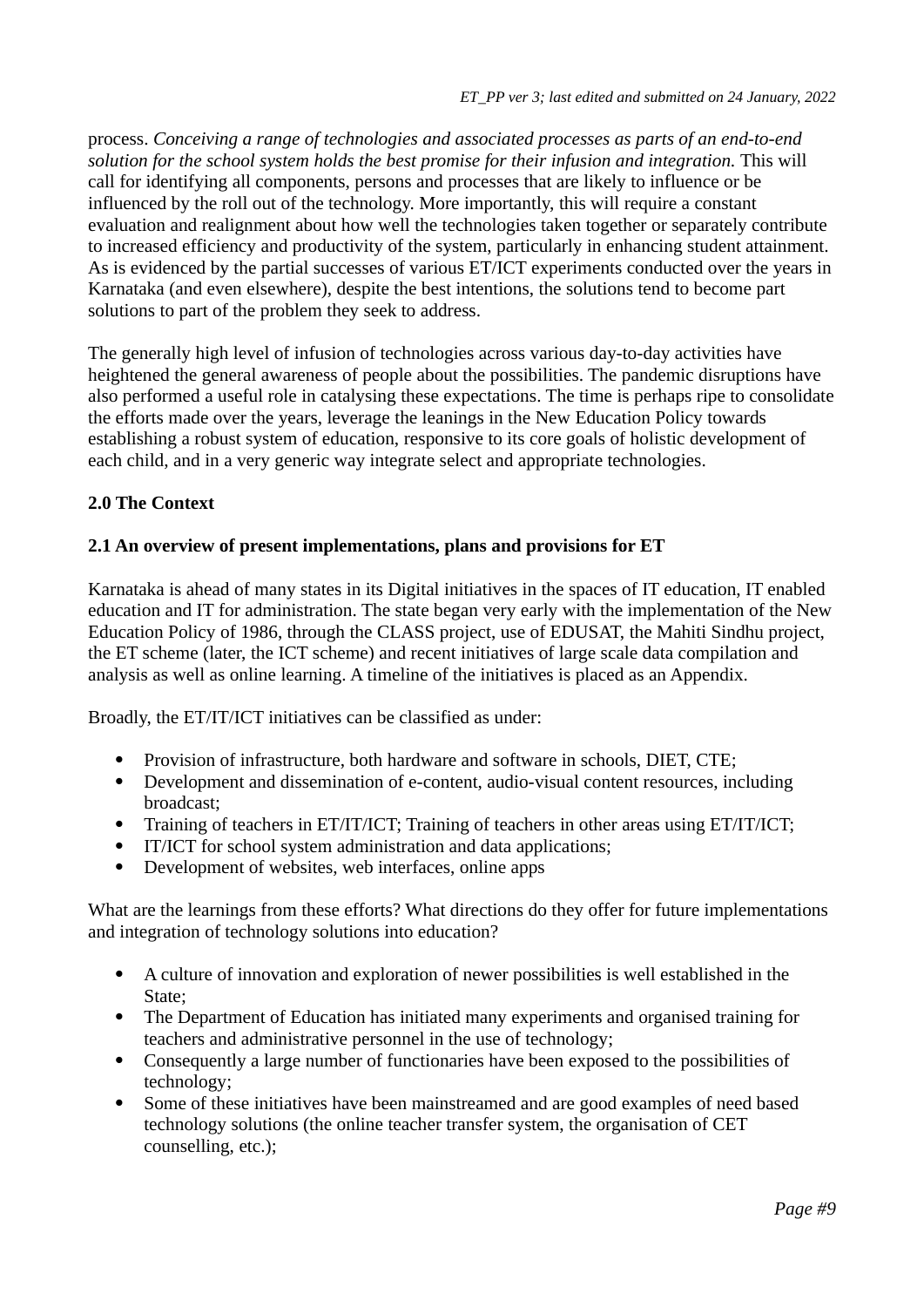process. *Conceiving a range of technologies and associated processes as parts of an end-to-end solution for the school system holds the best promise for their infusion and integration.* This will call for identifying all components, persons and processes that are likely to influence or be influenced by the roll out of the technology. More importantly, this will require a constant evaluation and realignment about how well the technologies taken together or separately contribute to increased efficiency and productivity of the system, particularly in enhancing student attainment. As is evidenced by the partial successes of various ET/ICT experiments conducted over the years in Karnataka (and even elsewhere), despite the best intentions, the solutions tend to become part solutions to part of the problem they seek to address.

The generally high level of infusion of technologies across various day-to-day activities have heightened the general awareness of people about the possibilities. The pandemic disruptions have also performed a useful role in catalysing these expectations. The time is perhaps ripe to consolidate the efforts made over the years, leverage the leanings in the New Education Policy towards establishing a robust system of education, responsive to its core goals of holistic development of each child, and in a very generic way integrate select and appropriate technologies.

## 2.0 The Context

### 2.1 An overview of present implementations, plans and provisions for ET

Karnataka is ahead of many states in its Digital initiatives in the spaces of IT education, IT enabled education and IT for administration. The state began very early with the implementation of the New Education Policy of 1986, through the CLASS project, use of EDUSAT, the Mahiti Sindhu project, the ET scheme (later, the ICT scheme) and recent initiatives of large scale data compilation and analysis as well as online learning. A timeline of the initiatives is placed as an Appendix.

Broadly, the ET/IT/ICT initiatives can be classified as under:

- Provision of infrastructure, both hardware and software in schools, DIET, CTE;
- Development and dissemination of e-content, audio-visual content resources, including broadcast;
- Training of teachers in ET/IT/ICT; Training of teachers in other areas using ET/IT/ICT;
- IT/ICT for school system administration and data applications;
- Development of websites, web interfaces, online apps

What are the learnings from these efforts? What directions do they offer for future implementations and integration of technology solutions into education?

- A culture of innovation and exploration of newer possibilities is well established in the State;
- The Department of Education has initiated many experiments and organised training for teachers and administrative personnel in the use of technology;
- Consequently a large number of functionaries have been exposed to the possibilities of technology;
- Some of these initiatives have been mainstreamed and are good examples of need based technology solutions (the online teacher transfer system, the organisation of CET counselling, etc.);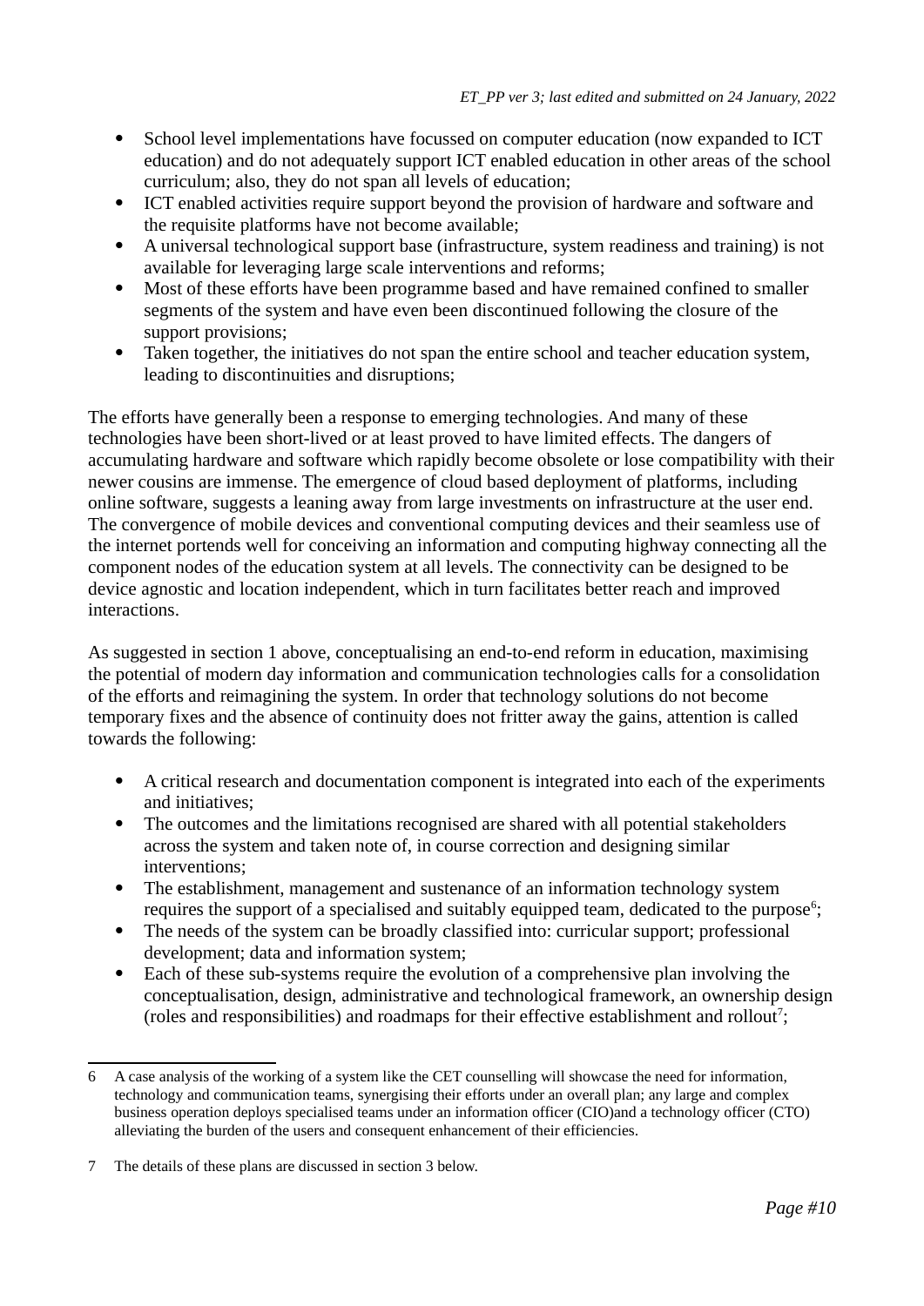- School level implementations have focussed on computer education (now expanded to ICT education) and do not adequately support ICT enabled education in other areas of the school curriculum; also, they do not span all levels of education;
- ICT enabled activities require support beyond the provision of hardware and software and the requisite platforms have not become available;
- A universal technological support base (infrastructure, system readiness and training) is not available for leveraging large scale interventions and reforms;
- Most of these efforts have been programme based and have remained confined to smaller segments of the system and have even been discontinued following the closure of the support provisions;
- Taken together, the initiatives do not span the entire school and teacher education system, leading to discontinuities and disruptions;

The efforts have generally been a response to emerging technologies. And many of these technologies have been short-lived or at least proved to have limited effects. The dangers of accumulating hardware and software which rapidly become obsolete or lose compatibility with their newer cousins are immense. The emergence of cloud based deployment of platforms, including online software, suggests a leaning away from large investments on infrastructure at the user end. The convergence of mobile devices and conventional computing devices and their seamless use of the internet portends well for conceiving an information and computing highway connecting all the component nodes of the education system at all levels. The connectivity can be designed to be device agnostic and location independent, which in turn facilitates better reach and improved interactions.

As suggested in section 1 above, conceptualising an end-to-end reform in education, maximising the potential of modern day information and communication technologies calls for a consolidation of the efforts and reimagining the system. In order that technology solutions do not become temporary fixes and the absence of continuity does not fritter away the gains, attention is called towards the following:

- A critical research and documentation component is integrated into each of the experiments and initiatives;
- The outcomes and the limitations recognised are shared with all potential stakeholders across the system and taken note of, in course correction and designing similar interventions;
- The establishment, management and sustenance of an information technology system requires the support of a specialised and suitably equipped team, dedicated to the purpose[6];
- The needs of the system can be broadly classified into: curricular support; professional development; data and information system;
- Each of these sub-systems require the evolution of a comprehensive plan involving the conceptualisation, design, administrative and technological framework, an ownership design (roles and responsibilities) and roadmaps for their effective establishment and rollout[7];

---

6 A case analysis of the working of a system like the CET counselling will showcase the need for information, technology and communication teams, synergising their efforts under an overall plan; any large and complex business operation deploys specialised teams under an information officer (CIO)and a technology officer (CTO) alleviating the burden of the users and consequent enhancement of their efficiencies.

7 The details of these plans are discussed in section 3 below.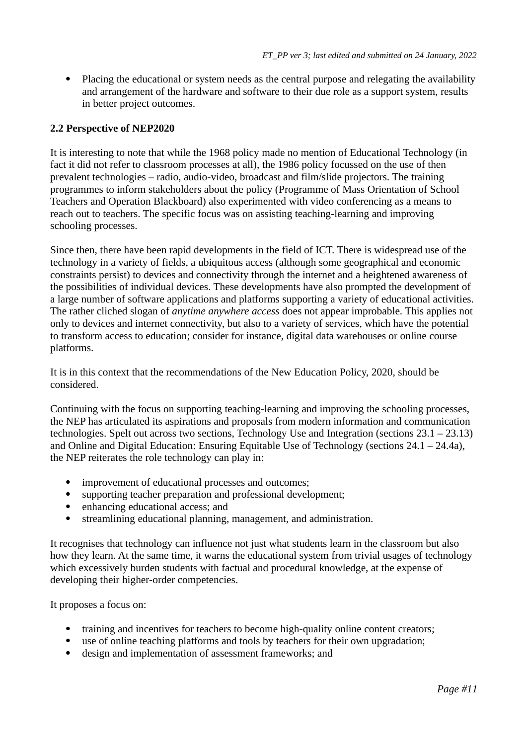- Placing the educational or system needs as the central purpose and relegating the availability and arrangement of the hardware and software to their due role as a support system, results in better project outcomes.

**2.2 Perspective of NEP2020**

It is interesting to note that while the 1968 policy made no mention of Educational Technology (in fact it did not refer to classroom processes at all), the 1986 policy focussed on the use of then prevalent technologies – radio, audio-video, broadcast and film/slide projectors. The training programmes to inform stakeholders about the policy (Programme of Mass Orientation of School Teachers and Operation Blackboard) also experimented with video conferencing as a means to reach out to teachers. The specific focus was on assisting teaching-learning and improving schooling processes.

Since then, there have been rapid developments in the field of ICT. There is widespread use of the technology in a variety of fields, a ubiquitous access (although some geographical and economic constraints persist) to devices and connectivity through the internet and a heightened awareness of the possibilities of individual devices. These developments have also prompted the development of a large number of software applications and platforms supporting a variety of educational activities. The rather cliched slogan of *anytime anywhere access* does not appear improbable. This applies not only to devices and internet connectivity, but also to a variety of services, which have the potential to transform access to education; consider for instance, digital data warehouses or online course platforms.

It is in this context that the recommendations of the New Education Policy, 2020, should be considered.

Continuing with the focus on supporting teaching-learning and improving the schooling processes, the NEP has articulated its aspirations and proposals from modern information and communication technologies. Spelt out across two sections, Technology Use and Integration (sections 23.1 – 23.13) and Online and Digital Education: Ensuring Equitable Use of Technology (sections 24.1 – 24.4a), the NEP reiterates the role technology can play in:

- improvement of educational processes and outcomes;
- supporting teacher preparation and professional development;
- enhancing educational access; and
- streamlining educational planning, management, and administration.

It recognises that technology can influence not just what students learn in the classroom but also how they learn. At the same time, it warns the educational system from trivial usages of technology which excessively burden students with factual and procedural knowledge, at the expense of developing their higher-order competencies.

It proposes a focus on:

- training and incentives for teachers to become high-quality online content creators;
- use of online teaching platforms and tools by teachers for their own upgradation;
- design and implementation of assessment frameworks; and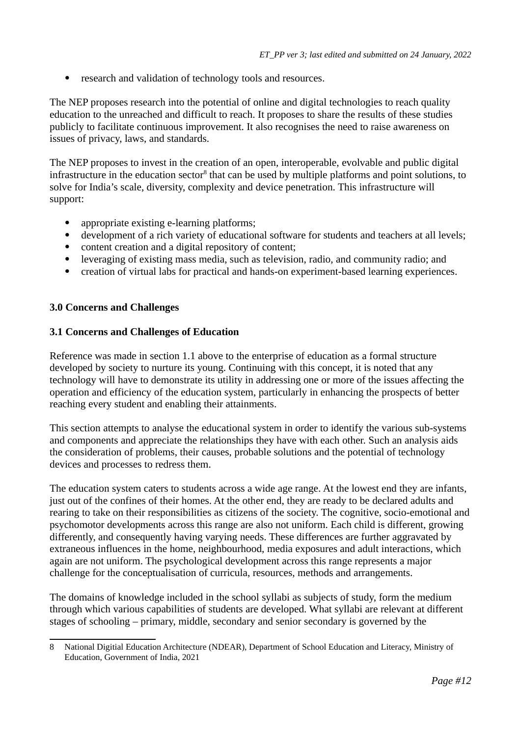- research and validation of technology tools and resources.

The NEP proposes research into the potential of online and digital technologies to reach quality education to the unreached and difficult to reach. It proposes to share the results of these studies publicly to facilitate continuous improvement. It also recognises the need to raise awareness on issues of privacy, laws, and standards.

The NEP proposes to invest in the creation of an open, interoperable, evolvable and public digital infrastructure in the education sector[8] that can be used by multiple platforms and point solutions, to solve for India's scale, diversity, complexity and device penetration. This infrastructure will support:

- appropriate existing e-learning platforms;
- development of a rich variety of educational software for students and teachers at all levels;
- content creation and a digital repository of content;
- leveraging of existing mass media, such as television, radio, and community radio; and
- creation of virtual labs for practical and hands-on experiment-based learning experiences.

## 3.0 Concerns and Challenges

### 3.1 Concerns and Challenges of Education

Reference was made in section 1.1 above to the enterprise of education as a formal structure developed by society to nurture its young. Continuing with this concept, it is noted that any technology will have to demonstrate its utility in addressing one or more of the issues affecting the operation and efficiency of the education system, particularly in enhancing the prospects of better reaching every student and enabling their attainments.

This section attempts to analyse the educational system in order to identify the various sub-systems and components and appreciate the relationships they have with each other. Such an analysis aids the consideration of problems, their causes, probable solutions and the potential of technology devices and processes to redress them.

The education system caters to students across a wide age range. At the lowest end they are infants, just out of the confines of their homes. At the other end, they are ready to be declared adults and rearing to take on their responsibilities as citizens of the society. The cognitive, socio-emotional and psychomotor developments across this range are also not uniform. Each child is different, growing differently, and consequently having varying needs. These differences are further aggravated by extraneous influences in the home, neighbourhood, media exposures and adult interactions, which again are not uniform. The psychological development across this range represents a major challenge for the conceptualisation of curricula, resources, methods and arrangements.

The domains of knowledge included in the school syllabi as subjects of study, form the medium through which various capabilities of students are developed. What syllabi are relevant at different stages of schooling – primary, middle, secondary and senior secondary is governed by the

8 National Digitial Education Architecture (NDEAR), Department of School Education and Literacy, Ministry of Education, Government of India, 2021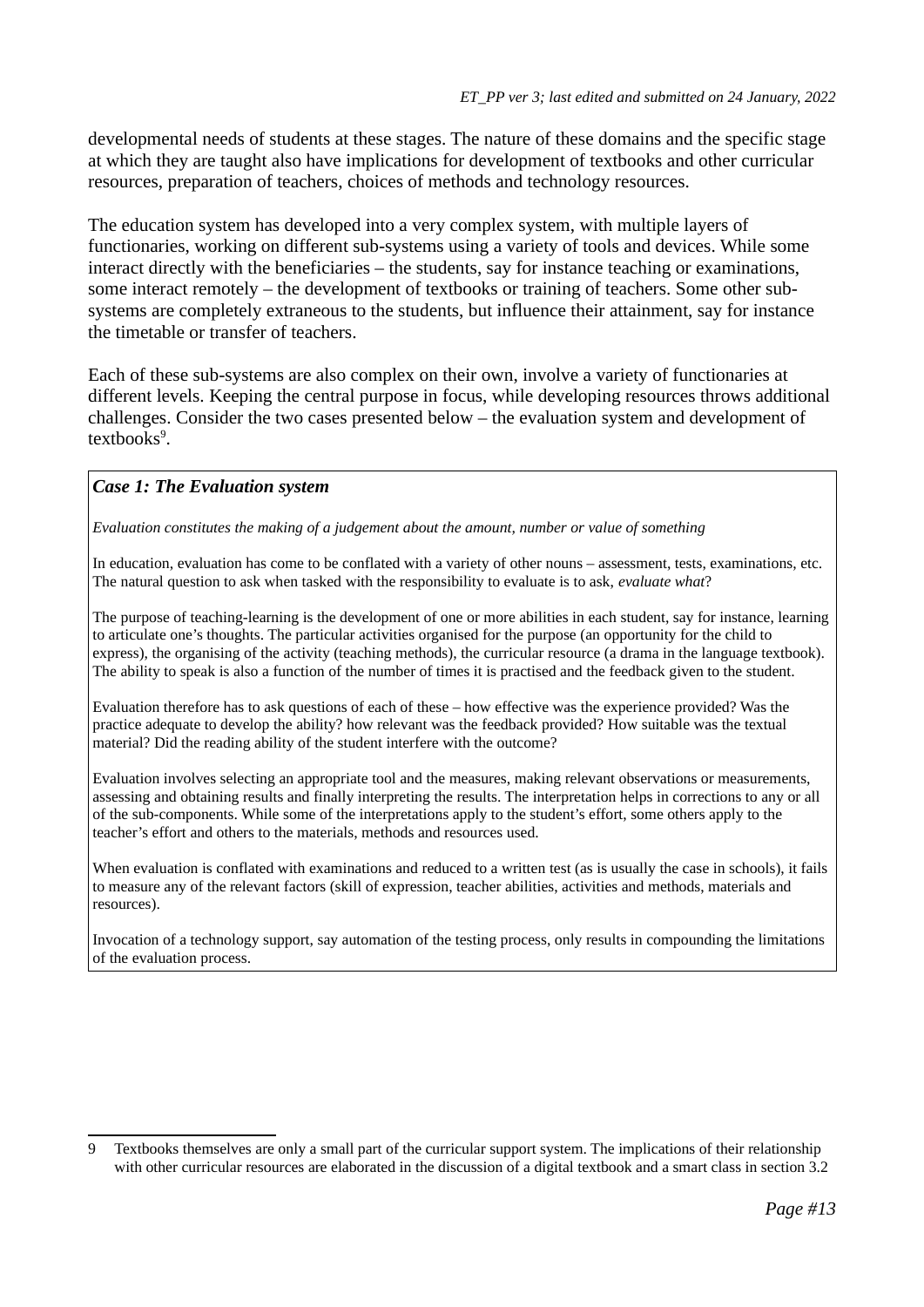developmental needs of students at these stages. The nature of these domains and the specific stage at which they are taught also have implications for development of textbooks and other curricular resources, preparation of teachers, choices of methods and technology resources.

The education system has developed into a very complex system, with multiple layers of functionaries, working on different sub-systems using a variety of tools and devices. While some interact directly with the beneficiaries – the students, say for instance teaching or examinations, some interact remotely – the development of textbooks or training of teachers. Some other sub-systems are completely extraneous to the students, but influence their attainment, say for instance the timetable or transfer of teachers.

Each of these sub-systems are also complex on their own, involve a variety of functionaries at different levels. Keeping the central purpose in focus, while developing resources throws additional challenges. Consider the two cases presented below – the evaluation system and development of textbooks[9].

> ***Case 1: The Evaluation system***
>
> *Evaluation constitutes the making of a judgement about the amount, number or value of something*
>
> In education, evaluation has come to be conflated with a variety of other nouns – assessment, tests, examinations, etc. The natural question to ask when tasked with the responsibility to evaluate is to ask, *evaluate what*?
>
> The purpose of teaching-learning is the development of one or more abilities in each student, say for instance, learning to articulate one's thoughts. The particular activities organised for the purpose (an opportunity for the child to express), the organising of the activity (teaching methods), the curricular resource (a drama in the language textbook). The ability to speak is also a function of the number of times it is practised and the feedback given to the student.
>
> Evaluation therefore has to ask questions of each of these – how effective was the experience provided? Was the practice adequate to develop the ability? how relevant was the feedback provided? How suitable was the textual material? Did the reading ability of the student interfere with the outcome?
>
> Evaluation involves selecting an appropriate tool and the measures, making relevant observations or measurements, assessing and obtaining results and finally interpreting the results. The interpretation helps in corrections to any or all of the sub-components. While some of the interpretations apply to the student's effort, some others apply to the teacher's effort and others to the materials, methods and resources used.
>
> When evaluation is conflated with examinations and reduced to a written test (as is usually the case in schools), it fails to measure any of the relevant factors (skill of expression, teacher abilities, activities and methods, materials and resources).
>
> Invocation of a technology support, say automation of the testing process, only results in compounding the limitations of the evaluation process.

---

9 Textbooks themselves are only a small part of the curricular support system. The implications of their relationship with other curricular resources are elaborated in the discussion of a digital textbook and a smart class in section 3.2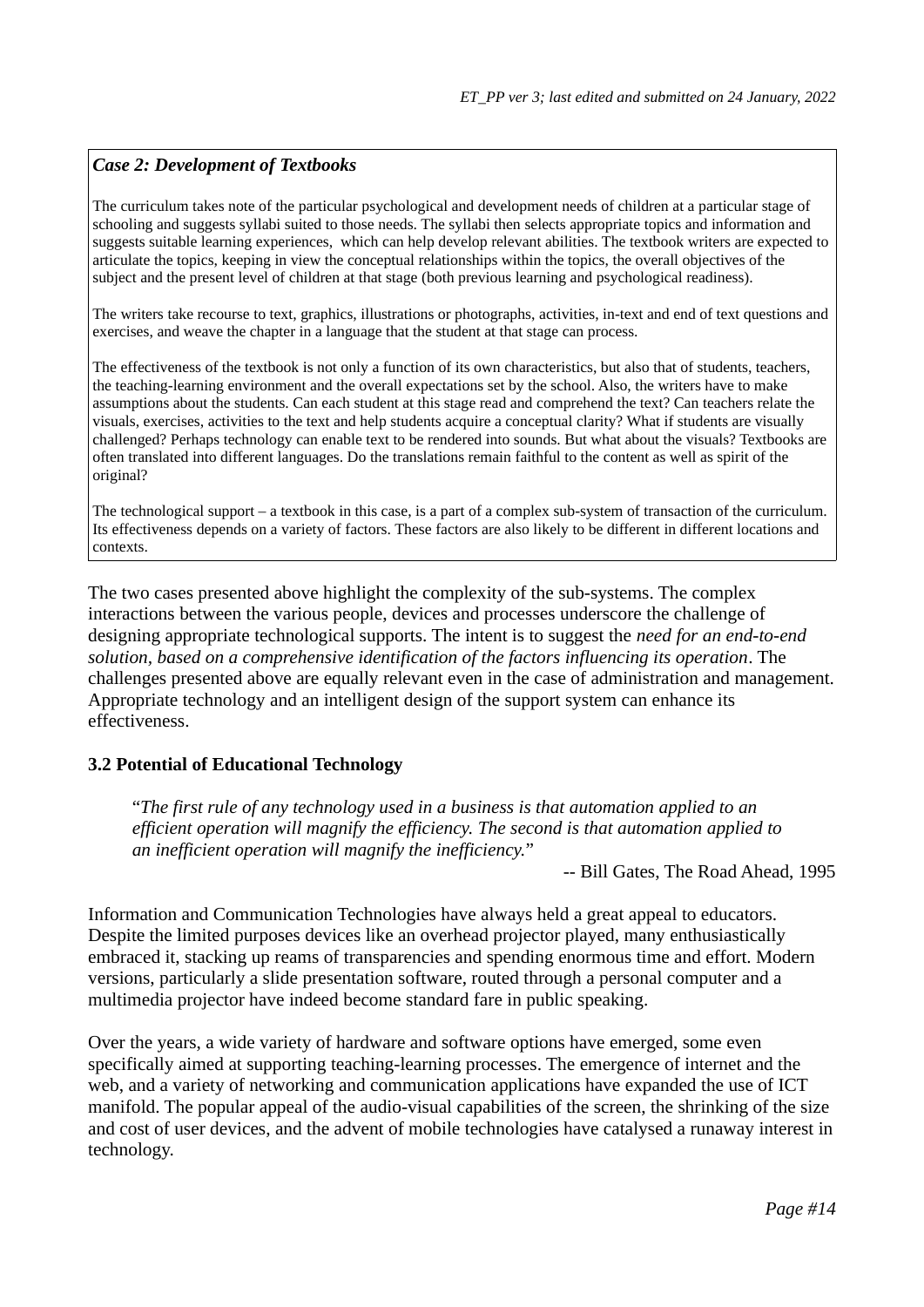***Case 2: Development of Textbooks***

The curriculum takes note of the particular psychological and development needs of children at a particular stage of schooling and suggests syllabi suited to those needs. The syllabi then selects appropriate topics and information and suggests suitable learning experiences, which can help develop relevant abilities. The textbook writers are expected to articulate the topics, keeping in view the conceptual relationships within the topics, the overall objectives of the subject and the present level of children at that stage (both previous learning and psychological readiness).

The writers take recourse to text, graphics, illustrations or photographs, activities, in-text and end of text questions and exercises, and weave the chapter in a language that the student at that stage can process.

The effectiveness of the textbook is not only a function of its own characteristics, but also that of students, teachers, the teaching-learning environment and the overall expectations set by the school. Also, the writers have to make assumptions about the students. Can each student at this stage read and comprehend the text? Can teachers relate the visuals, exercises, activities to the text and help students acquire a conceptual clarity? What if students are visually challenged? Perhaps technology can enable text to be rendered into sounds. But what about the visuals? Textbooks are often translated into different languages. Do the translations remain faithful to the content as well as spirit of the original?

The technological support – a textbook in this case, is a part of a complex sub-system of transaction of the curriculum. Its effectiveness depends on a variety of factors. These factors are also likely to be different in different locations and contexts.

The two cases presented above highlight the complexity of the sub-systems. The complex interactions between the various people, devices and processes underscore the challenge of designing appropriate technological supports. The intent is to suggest the *need for an end-to-end solution, based on a comprehensive identification of the factors influencing its operation*. The challenges presented above are equally relevant even in the case of administration and management. Appropriate technology and an intelligent design of the support system can enhance its effectiveness.

### 3.2 Potential of Educational Technology

> "*The first rule of any technology used in a business is that automation applied to an efficient operation will magnify the efficiency. The second is that automation applied to an inefficient operation will magnify the inefficiency.*"
>
> -- Bill Gates, The Road Ahead, 1995

Information and Communication Technologies have always held a great appeal to educators. Despite the limited purposes devices like an overhead projector played, many enthusiastically embraced it, stacking up reams of transparencies and spending enormous time and effort. Modern versions, particularly a slide presentation software, routed through a personal computer and a multimedia projector have indeed become standard fare in public speaking.

Over the years, a wide variety of hardware and software options have emerged, some even specifically aimed at supporting teaching-learning processes. The emergence of internet and the web, and a variety of networking and communication applications have expanded the use of ICT manifold. The popular appeal of the audio-visual capabilities of the screen, the shrinking of the size and cost of user devices, and the advent of mobile technologies have catalysed a runaway interest in technology.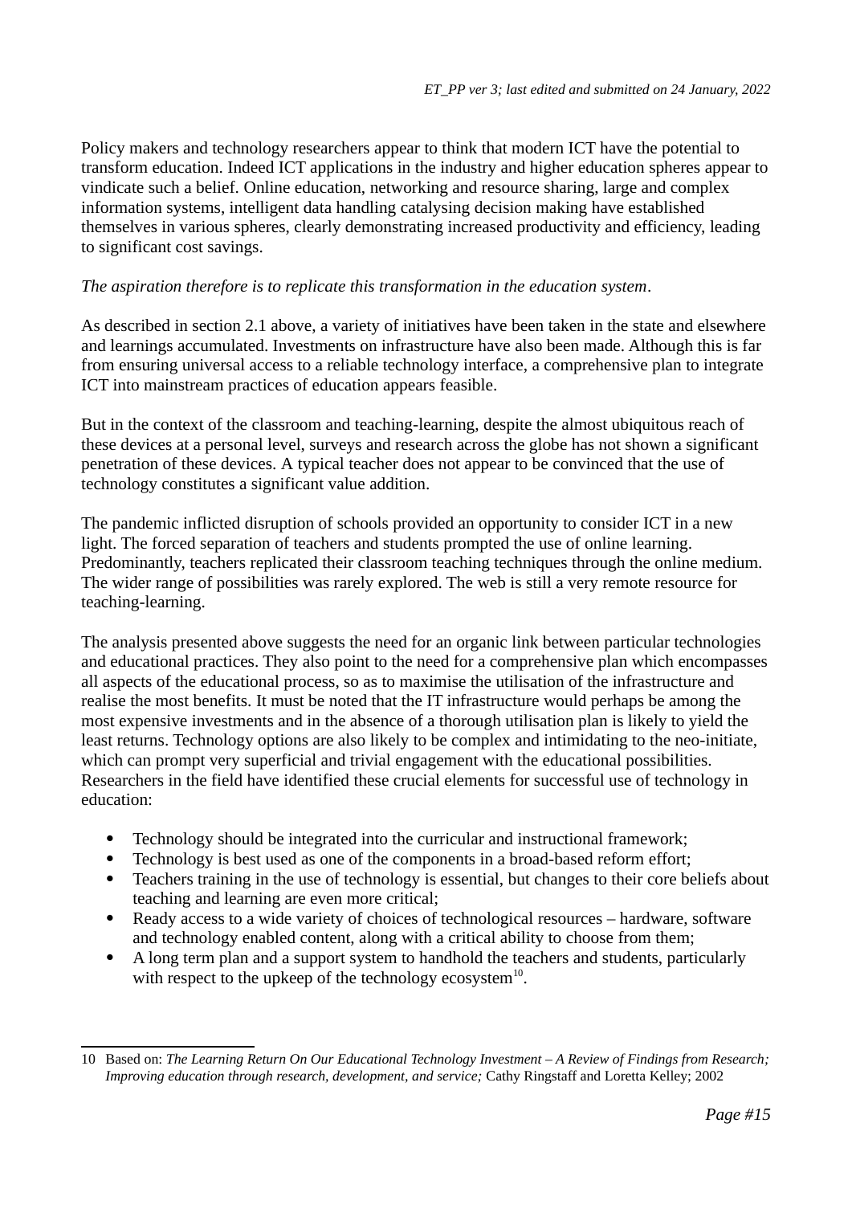Policy makers and technology researchers appear to think that modern ICT have the potential to transform education. Indeed ICT applications in the industry and higher education spheres appear to vindicate such a belief. Online education, networking and resource sharing, large and complex information systems, intelligent data handling catalysing decision making have established themselves in various spheres, clearly demonstrating increased productivity and efficiency, leading to significant cost savings.

*The aspiration therefore is to replicate this transformation in the education system*.

As described in section 2.1 above, a variety of initiatives have been taken in the state and elsewhere and learnings accumulated. Investments on infrastructure have also been made. Although this is far from ensuring universal access to a reliable technology interface, a comprehensive plan to integrate ICT into mainstream practices of education appears feasible.

But in the context of the classroom and teaching-learning, despite the almost ubiquitous reach of these devices at a personal level, surveys and research across the globe has not shown a significant penetration of these devices. A typical teacher does not appear to be convinced that the use of technology constitutes a significant value addition.

The pandemic inflicted disruption of schools provided an opportunity to consider ICT in a new light. The forced separation of teachers and students prompted the use of online learning. Predominantly, teachers replicated their classroom teaching techniques through the online medium. The wider range of possibilities was rarely explored. The web is still a very remote resource for teaching-learning.

The analysis presented above suggests the need for an organic link between particular technologies and educational practices. They also point to the need for a comprehensive plan which encompasses all aspects of the educational process, so as to maximise the utilisation of the infrastructure and realise the most benefits. It must be noted that the IT infrastructure would perhaps be among the most expensive investments and in the absence of a thorough utilisation plan is likely to yield the least returns. Technology options are also likely to be complex and intimidating to the neo-initiate, which can prompt very superficial and trivial engagement with the educational possibilities. Researchers in the field have identified these crucial elements for successful use of technology in education:

- Technology should be integrated into the curricular and instructional framework;
- Technology is best used as one of the components in a broad-based reform effort;
- Teachers training in the use of technology is essential, but changes to their core beliefs about teaching and learning are even more critical;
- Ready access to a wide variety of choices of technological resources – hardware, software and technology enabled content, along with a critical ability to choose from them;
- A long term plan and a support system to handhold the teachers and students, particularly with respect to the upkeep of the technology ecosystem[10].

---

10 Based on: *The Learning Return On Our Educational Technology Investment – A Review of Findings from Research; Improving education through research, development, and service;* Cathy Ringstaff and Loretta Kelley; 2002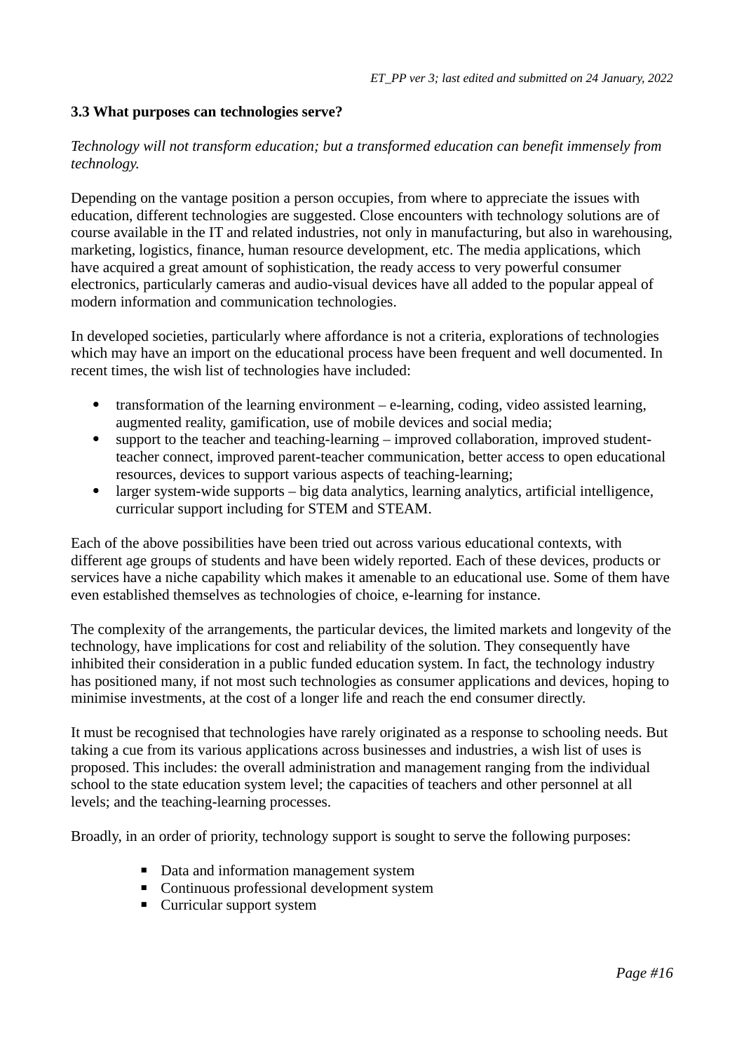### 3.3 What purposes can technologies serve?

*Technology will not transform education; but a transformed education can benefit immensely from technology.*

Depending on the vantage position a person occupies, from where to appreciate the issues with education, different technologies are suggested. Close encounters with technology solutions are of course available in the IT and related industries, not only in manufacturing, but also in warehousing, marketing, logistics, finance, human resource development, etc. The media applications, which have acquired a great amount of sophistication, the ready access to very powerful consumer electronics, particularly cameras and audio-visual devices have all added to the popular appeal of modern information and communication technologies.

In developed societies, particularly where affordance is not a criteria, explorations of technologies which may have an import on the educational process have been frequent and well documented. In recent times, the wish list of technologies have included:

- transformation of the learning environment – e-learning, coding, video assisted learning, augmented reality, gamification, use of mobile devices and social media;
- support to the teacher and teaching-learning – improved collaboration, improved student-teacher connect, improved parent-teacher communication, better access to open educational resources, devices to support various aspects of teaching-learning;
- larger system-wide supports – big data analytics, learning analytics, artificial intelligence, curricular support including for STEM and STEAM.

Each of the above possibilities have been tried out across various educational contexts, with different age groups of students and have been widely reported. Each of these devices, products or services have a niche capability which makes it amenable to an educational use. Some of them have even established themselves as technologies of choice, e-learning for instance.

The complexity of the arrangements, the particular devices, the limited markets and longevity of the technology, have implications for cost and reliability of the solution. They consequently have inhibited their consideration in a public funded education system. In fact, the technology industry has positioned many, if not most such technologies as consumer applications and devices, hoping to minimise investments, at the cost of a longer life and reach the end consumer directly.

It must be recognised that technologies have rarely originated as a response to schooling needs. But taking a cue from its various applications across businesses and industries, a wish list of uses is proposed. This includes: the overall administration and management ranging from the individual school to the state education system level; the capacities of teachers and other personnel at all levels; and the teaching-learning processes.

Broadly, in an order of priority, technology support is sought to serve the following purposes:

- Data and information management system
- Continuous professional development system
- Curricular support system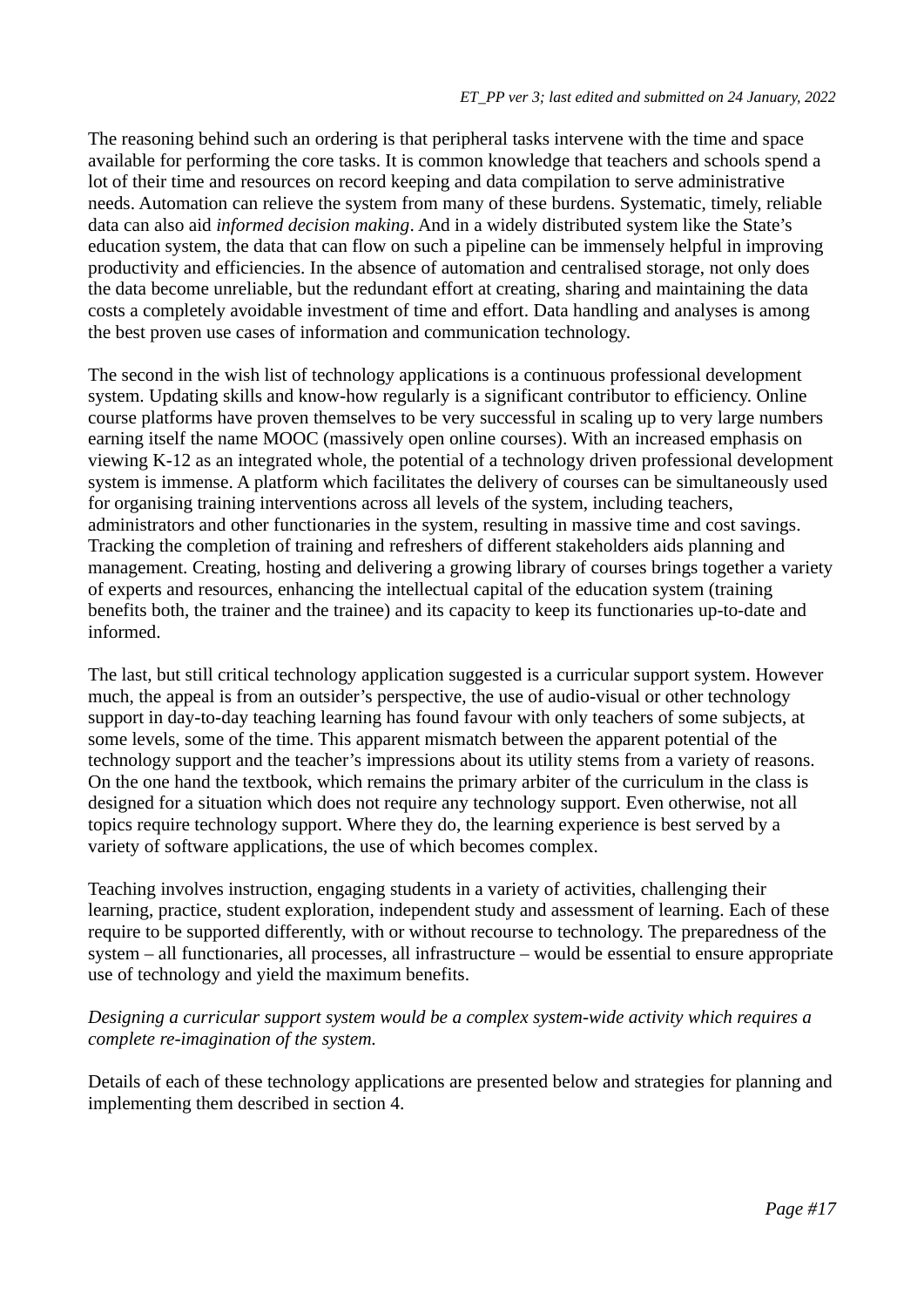The reasoning behind such an ordering is that peripheral tasks intervene with the time and space available for performing the core tasks. It is common knowledge that teachers and schools spend a lot of their time and resources on record keeping and data compilation to serve administrative needs. Automation can relieve the system from many of these burdens. Systematic, timely, reliable data can also aid *informed decision making*. And in a widely distributed system like the State's education system, the data that can flow on such a pipeline can be immensely helpful in improving productivity and efficiencies. In the absence of automation and centralised storage, not only does the data become unreliable, but the redundant effort at creating, sharing and maintaining the data costs a completely avoidable investment of time and effort. Data handling and analyses is among the best proven use cases of information and communication technology.

The second in the wish list of technology applications is a continuous professional development system. Updating skills and know-how regularly is a significant contributor to efficiency. Online course platforms have proven themselves to be very successful in scaling up to very large numbers earning itself the name MOOC (massively open online courses). With an increased emphasis on viewing K-12 as an integrated whole, the potential of a technology driven professional development system is immense. A platform which facilitates the delivery of courses can be simultaneously used for organising training interventions across all levels of the system, including teachers, administrators and other functionaries in the system, resulting in massive time and cost savings. Tracking the completion of training and refreshers of different stakeholders aids planning and management. Creating, hosting and delivering a growing library of courses brings together a variety of experts and resources, enhancing the intellectual capital of the education system (training benefits both, the trainer and the trainee) and its capacity to keep its functionaries up-to-date and informed.

The last, but still critical technology application suggested is a curricular support system. However much, the appeal is from an outsider's perspective, the use of audio-visual or other technology support in day-to-day teaching learning has found favour with only teachers of some subjects, at some levels, some of the time. This apparent mismatch between the apparent potential of the technology support and the teacher's impressions about its utility stems from a variety of reasons. On the one hand the textbook, which remains the primary arbiter of the curriculum in the class is designed for a situation which does not require any technology support. Even otherwise, not all topics require technology support. Where they do, the learning experience is best served by a variety of software applications, the use of which becomes complex.

Teaching involves instruction, engaging students in a variety of activities, challenging their learning, practice, student exploration, independent study and assessment of learning. Each of these require to be supported differently, with or without recourse to technology. The preparedness of the system – all functionaries, all processes, all infrastructure – would be essential to ensure appropriate use of technology and yield the maximum benefits.

*Designing a curricular support system would be a complex system-wide activity which requires a complete re-imagination of the system.*

Details of each of these technology applications are presented below and strategies for planning and implementing them described in section 4.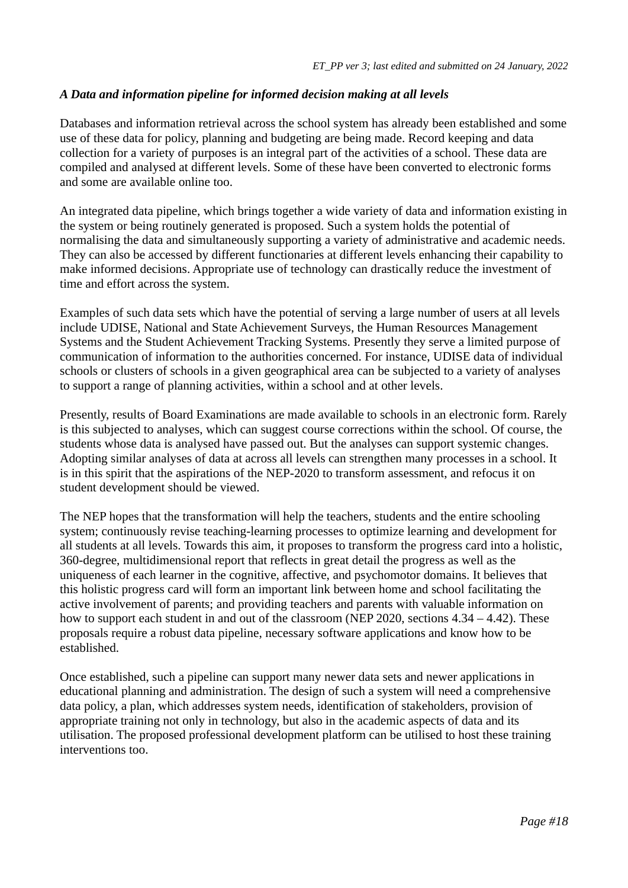*A Data and information pipeline for informed decision making at all levels*

Databases and information retrieval across the school system has already been established and some use of these data for policy, planning and budgeting are being made. Record keeping and data collection for a variety of purposes is an integral part of the activities of a school. These data are compiled and analysed at different levels. Some of these have been converted to electronic forms and some are available online too.

An integrated data pipeline, which brings together a wide variety of data and information existing in the system or being routinely generated is proposed. Such a system holds the potential of normalising the data and simultaneously supporting a variety of administrative and academic needs. They can also be accessed by different functionaries at different levels enhancing their capability to make informed decisions. Appropriate use of technology can drastically reduce the investment of time and effort across the system.

Examples of such data sets which have the potential of serving a large number of users at all levels include UDISE, National and State Achievement Surveys, the Human Resources Management Systems and the Student Achievement Tracking Systems. Presently they serve a limited purpose of communication of information to the authorities concerned. For instance, UDISE data of individual schools or clusters of schools in a given geographical area can be subjected to a variety of analyses to support a range of planning activities, within a school and at other levels.

Presently, results of Board Examinations are made available to schools in an electronic form. Rarely is this subjected to analyses, which can suggest course corrections within the school. Of course, the students whose data is analysed have passed out. But the analyses can support systemic changes. Adopting similar analyses of data at across all levels can strengthen many processes in a school. It is in this spirit that the aspirations of the NEP-2020 to transform assessment, and refocus it on student development should be viewed.

The NEP hopes that the transformation will help the teachers, students and the entire schooling system; continuously revise teaching-learning processes to optimize learning and development for all students at all levels. Towards this aim, it proposes to transform the progress card into a holistic, 360-degree, multidimensional report that reflects in great detail the progress as well as the uniqueness of each learner in the cognitive, affective, and psychomotor domains. It believes that this holistic progress card will form an important link between home and school facilitating the active involvement of parents; and providing teachers and parents with valuable information on how to support each student in and out of the classroom (NEP 2020, sections 4.34 – 4.42). These proposals require a robust data pipeline, necessary software applications and know how to be established.

Once established, such a pipeline can support many newer data sets and newer applications in educational planning and administration. The design of such a system will need a comprehensive data policy, a plan, which addresses system needs, identification of stakeholders, provision of appropriate training not only in technology, but also in the academic aspects of data and its utilisation. The proposed professional development platform can be utilised to host these training interventions too.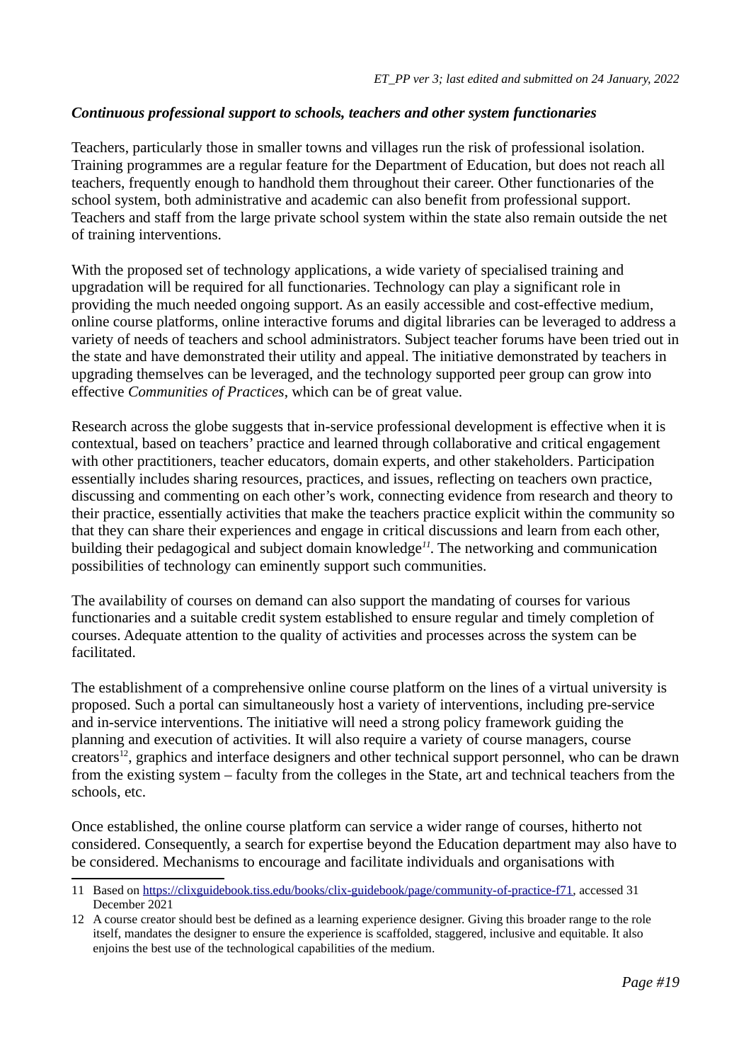***Continuous professional support to schools, teachers and other system functionaries***

Teachers, particularly those in smaller towns and villages run the risk of professional isolation. Training programmes are a regular feature for the Department of Education, but does not reach all teachers, frequently enough to handhold them throughout their career. Other functionaries of the school system, both administrative and academic can also benefit from professional support. Teachers and staff from the large private school system within the state also remain outside the net of training interventions.

With the proposed set of technology applications, a wide variety of specialised training and upgradation will be required for all functionaries. Technology can play a significant role in providing the much needed ongoing support. As an easily accessible and cost-effective medium, online course platforms, online interactive forums and digital libraries can be leveraged to address a variety of needs of teachers and school administrators. Subject teacher forums have been tried out in the state and have demonstrated their utility and appeal. The initiative demonstrated by teachers in upgrading themselves can be leveraged, and the technology supported peer group can grow into effective *Communities of Practices*, which can be of great value.

Research across the globe suggests that in-service professional development is effective when it is contextual, based on teachers' practice and learned through collaborative and critical engagement with other practitioners, teacher educators, domain experts, and other stakeholders. Participation essentially includes sharing resources, practices, and issues, reflecting on teachers own practice, discussing and commenting on each other's work, connecting evidence from research and theory to their practice, essentially activities that make the teachers practice explicit within the community so that they can share their experiences and engage in critical discussions and learn from each other, building their pedagogical and subject domain knowledge[11]. The networking and communication possibilities of technology can eminently support such communities.

The availability of courses on demand can also support the mandating of courses for various functionaries and a suitable credit system established to ensure regular and timely completion of courses. Adequate attention to the quality of activities and processes across the system can be facilitated.

The establishment of a comprehensive online course platform on the lines of a virtual university is proposed. Such a portal can simultaneously host a variety of interventions, including pre-service and in-service interventions. The initiative will need a strong policy framework guiding the planning and execution of activities. It will also require a variety of course managers, course creators[12], graphics and interface designers and other technical support personnel, who can be drawn from the existing system – faculty from the colleges in the State, art and technical teachers from the schools, etc.

Once established, the online course platform can service a wider range of courses, hitherto not considered. Consequently, a search for expertise beyond the Education department may also have to be considered. Mechanisms to encourage and facilitate individuals and organisations with

---

11 Based on https://clixguidebook.tiss.edu/books/clix-guidebook/page/community-of-practice-f71, accessed 31 December 2021

12 A course creator should best be defined as a learning experience designer. Giving this broader range to the role itself, mandates the designer to ensure the experience is scaffolded, staggered, inclusive and equitable. It also enjoins the best use of the technological capabilities of the medium.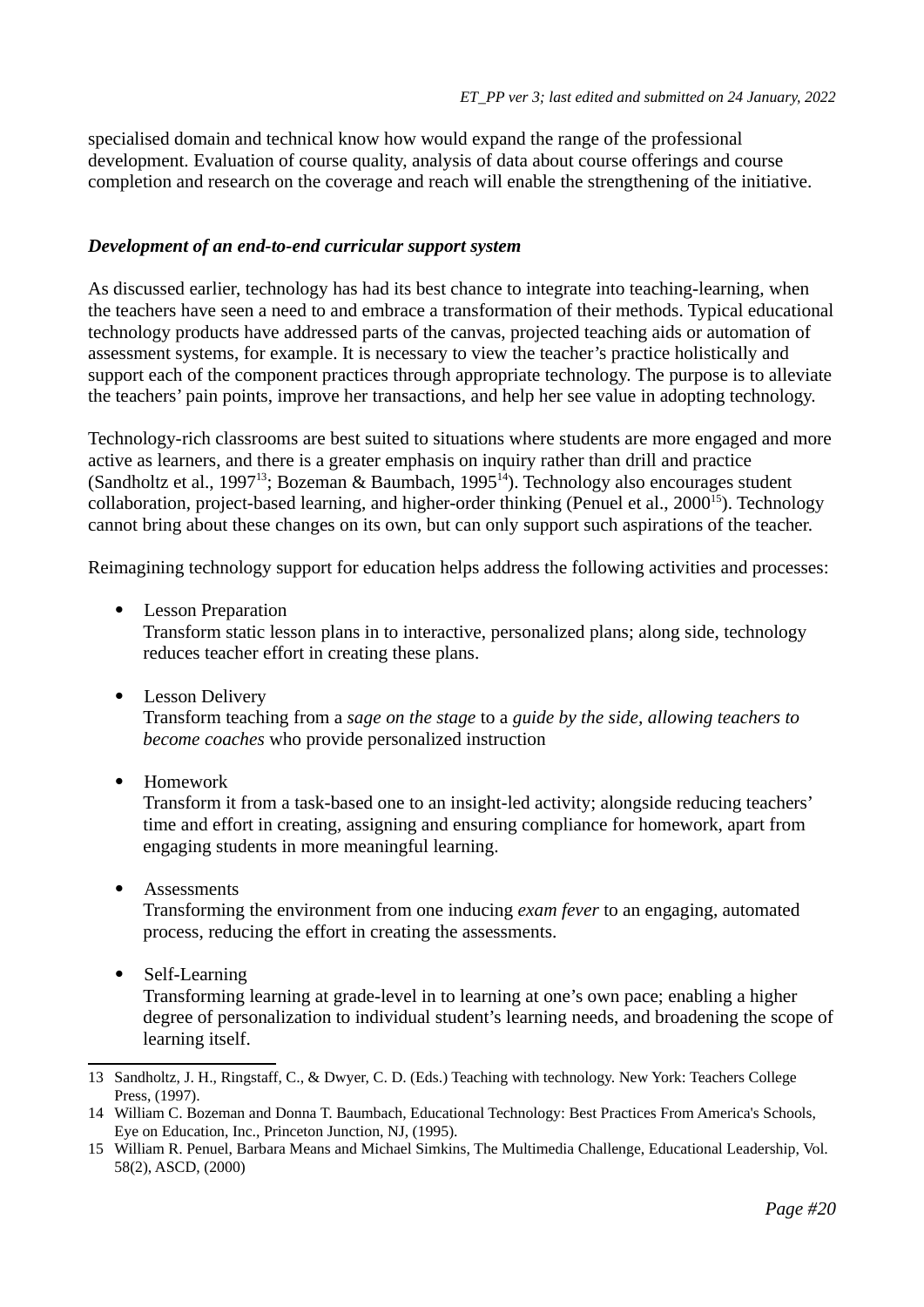specialised domain and technical know how would expand the range of the professional development. Evaluation of course quality, analysis of data about course offerings and course completion and research on the coverage and reach will enable the strengthening of the initiative.

***Development of an end-to-end curricular support system***

As discussed earlier, technology has had its best chance to integrate into teaching-learning, when the teachers have seen a need to and embrace a transformation of their methods. Typical educational technology products have addressed parts of the canvas, projected teaching aids or automation of assessment systems, for example. It is necessary to view the teacher's practice holistically and support each of the component practices through appropriate technology. The purpose is to alleviate the teachers' pain points, improve her transactions, and help her see value in adopting technology.

Technology-rich classrooms are best suited to situations where students are more engaged and more active as learners, and there is a greater emphasis on inquiry rather than drill and practice (Sandholtz et al., 1997[13]; Bozeman & Baumbach, 1995[14]). Technology also encourages student collaboration, project-based learning, and higher-order thinking (Penuel et al., 2000[15]). Technology cannot bring about these changes on its own, but can only support such aspirations of the teacher.

Reimagining technology support for education helps address the following activities and processes:

- Lesson Preparation
  Transform static lesson plans in to interactive, personalized plans; along side, technology reduces teacher effort in creating these plans.

- Lesson Delivery
  Transform teaching from a *sage on the stage* to a *guide by the side, allowing teachers to become coaches* who provide personalized instruction

- Homework
  Transform it from a task-based one to an insight-led activity; alongside reducing teachers' time and effort in creating, assigning and ensuring compliance for homework, apart from engaging students in more meaningful learning.

- Assessments
  Transforming the environment from one inducing *exam fever* to an engaging, automated process, reducing the effort in creating the assessments.

- Self-Learning
  Transforming learning at grade-level in to learning at one's own pace; enabling a higher degree of personalization to individual student's learning needs, and broadening the scope of learning itself.

---

13 Sandholtz, J. H., Ringstaff, C., & Dwyer, C. D. (Eds.) Teaching with technology. New York: Teachers College Press, (1997).

14 William C. Bozeman and Donna T. Baumbach, Educational Technology: Best Practices From America's Schools, Eye on Education, Inc., Princeton Junction, NJ, (1995).

15 William R. Penuel, Barbara Means and Michael Simkins, The Multimedia Challenge, Educational Leadership, Vol. 58(2), ASCD, (2000)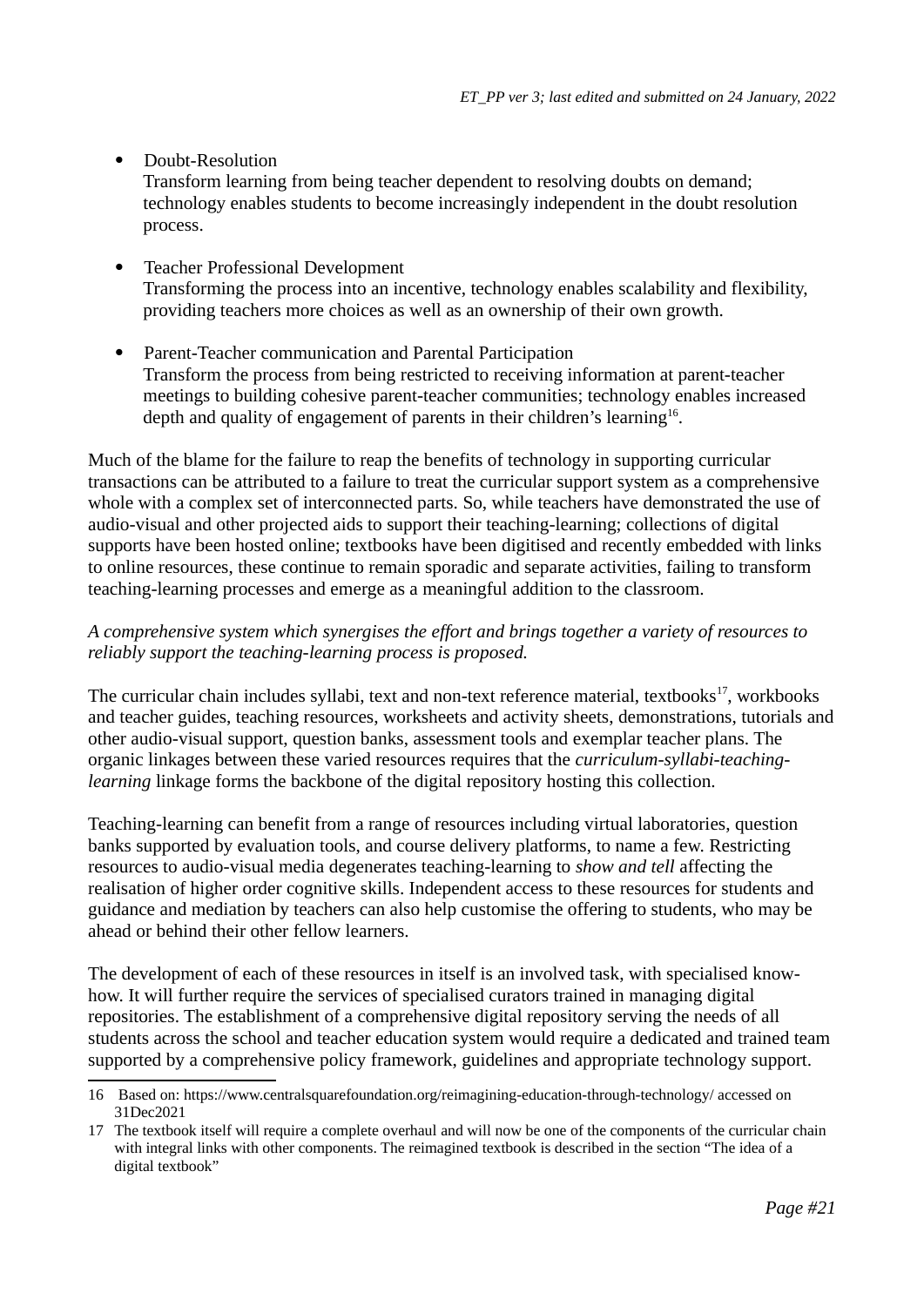- Doubt-Resolution
  Transform learning from being teacher dependent to resolving doubts on demand; technology enables students to become increasingly independent in the doubt resolution process.

- Teacher Professional Development
  Transforming the process into an incentive, technology enables scalability and flexibility, providing teachers more choices as well as an ownership of their own growth.

- Parent-Teacher communication and Parental Participation
  Transform the process from being restricted to receiving information at parent-teacher meetings to building cohesive parent-teacher communities; technology enables increased depth and quality of engagement of parents in their children's learning[16].

Much of the blame for the failure to reap the benefits of technology in supporting curricular transactions can be attributed to a failure to treat the curricular support system as a comprehensive whole with a complex set of interconnected parts. So, while teachers have demonstrated the use of audio-visual and other projected aids to support their teaching-learning; collections of digital supports have been hosted online; textbooks have been digitised and recently embedded with links to online resources, these continue to remain sporadic and separate activities, failing to transform teaching-learning processes and emerge as a meaningful addition to the classroom.

*A comprehensive system which synergises the effort and brings together a variety of resources to reliably support the teaching-learning process is proposed.*

The curricular chain includes syllabi, text and non-text reference material, textbooks[17], workbooks and teacher guides, teaching resources, worksheets and activity sheets, demonstrations, tutorials and other audio-visual support, question banks, assessment tools and exemplar teacher plans. The organic linkages between these varied resources requires that the *curriculum-syllabi-teaching-learning* linkage forms the backbone of the digital repository hosting this collection.

Teaching-learning can benefit from a range of resources including virtual laboratories, question banks supported by evaluation tools, and course delivery platforms, to name a few. Restricting resources to audio-visual media degenerates teaching-learning to *show and tell* affecting the realisation of higher order cognitive skills. Independent access to these resources for students and guidance and mediation by teachers can also help customise the offering to students, who may be ahead or behind their other fellow learners.

The development of each of these resources in itself is an involved task, with specialised know-how. It will further require the services of specialised curators trained in managing digital repositories. The establishment of a comprehensive digital repository serving the needs of all students across the school and teacher education system would require a dedicated and trained team supported by a comprehensive policy framework, guidelines and appropriate technology support.

---

16 Based on: https://www.centralsquarefoundation.org/reimagining-education-through-technology/ accessed on 31Dec2021

17 The textbook itself will require a complete overhaul and will now be one of the components of the curricular chain with integral links with other components. The reimagined textbook is described in the section "The idea of a digital textbook"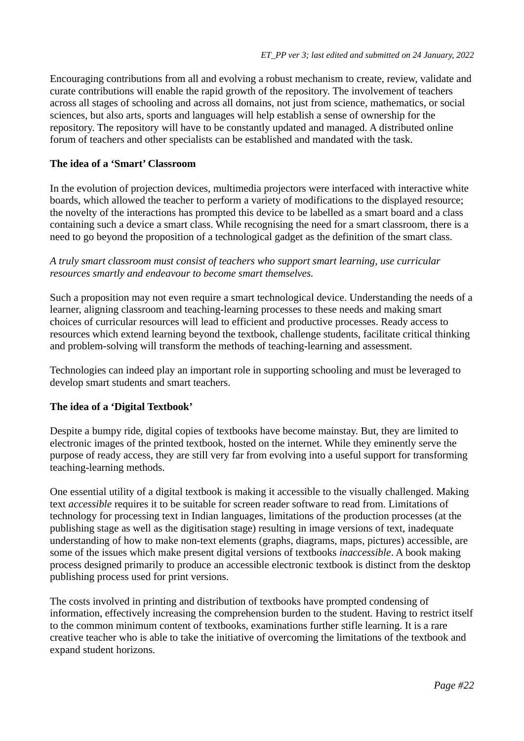Encouraging contributions from all and evolving a robust mechanism to create, review, validate and curate contributions will enable the rapid growth of the repository. The involvement of teachers across all stages of schooling and across all domains, not just from science, mathematics, or social sciences, but also arts, sports and languages will help establish a sense of ownership for the repository. The repository will have to be constantly updated and managed. A distributed online forum of teachers and other specialists can be established and mandated with the task.

**The idea of a 'Smart' Classroom**

In the evolution of projection devices, multimedia projectors were interfaced with interactive white boards, which allowed the teacher to perform a variety of modifications to the displayed resource; the novelty of the interactions has prompted this device to be labelled as a smart board and a class containing such a device a smart class. While recognising the need for a smart classroom, there is a need to go beyond the proposition of a technological gadget as the definition of the smart class.

*A truly smart classroom must consist of teachers who support smart learning, use curricular resources smartly and endeavour to become smart themselves.*

Such a proposition may not even require a smart technological device. Understanding the needs of a learner, aligning classroom and teaching-learning processes to these needs and making smart choices of curricular resources will lead to efficient and productive processes. Ready access to resources which extend learning beyond the textbook, challenge students, facilitate critical thinking and problem-solving will transform the methods of teaching-learning and assessment.

Technologies can indeed play an important role in supporting schooling and must be leveraged to develop smart students and smart teachers.

**The idea of a 'Digital Textbook'**

Despite a bumpy ride, digital copies of textbooks have become mainstay. But, they are limited to electronic images of the printed textbook, hosted on the internet. While they eminently serve the purpose of ready access, they are still very far from evolving into a useful support for transforming teaching-learning methods.

One essential utility of a digital textbook is making it accessible to the visually challenged. Making text *accessible* requires it to be suitable for screen reader software to read from. Limitations of technology for processing text in Indian languages, limitations of the production processes (at the publishing stage as well as the digitisation stage) resulting in image versions of text, inadequate understanding of how to make non-text elements (graphs, diagrams, maps, pictures) accessible, are some of the issues which make present digital versions of textbooks *inaccessible*. A book making process designed primarily to produce an accessible electronic textbook is distinct from the desktop publishing process used for print versions.

The costs involved in printing and distribution of textbooks have prompted condensing of information, effectively increasing the comprehension burden to the student. Having to restrict itself to the common minimum content of textbooks, examinations further stifle learning. It is a rare creative teacher who is able to take the initiative of overcoming the limitations of the textbook and expand student horizons.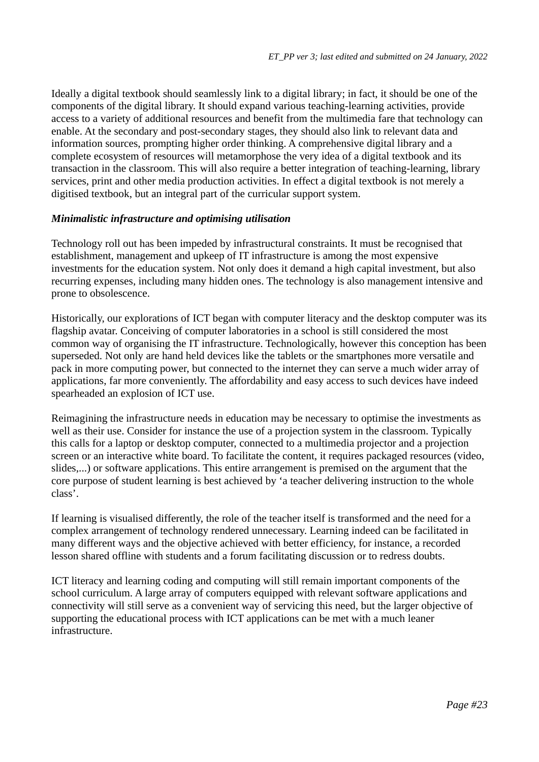Ideally a digital textbook should seamlessly link to a digital library; in fact, it should be one of the components of the digital library. It should expand various teaching-learning activities, provide access to a variety of additional resources and benefit from the multimedia fare that technology can enable. At the secondary and post-secondary stages, they should also link to relevant data and information sources, prompting higher order thinking. A comprehensive digital library and a complete ecosystem of resources will metamorphose the very idea of a digital textbook and its transaction in the classroom. This will also require a better integration of teaching-learning, library services, print and other media production activities. In effect a digital textbook is not merely a digitised textbook, but an integral part of the curricular support system.

***Minimalistic infrastructure and optimising utilisation***

Technology roll out has been impeded by infrastructural constraints. It must be recognised that establishment, management and upkeep of IT infrastructure is among the most expensive investments for the education system. Not only does it demand a high capital investment, but also recurring expenses, including many hidden ones. The technology is also management intensive and prone to obsolescence.

Historically, our explorations of ICT began with computer literacy and the desktop computer was its flagship avatar. Conceiving of computer laboratories in a school is still considered the most common way of organising the IT infrastructure. Technologically, however this conception has been superseded. Not only are hand held devices like the tablets or the smartphones more versatile and pack in more computing power, but connected to the internet they can serve a much wider array of applications, far more conveniently. The affordability and easy access to such devices have indeed spearheaded an explosion of ICT use.

Reimagining the infrastructure needs in education may be necessary to optimise the investments as well as their use. Consider for instance the use of a projection system in the classroom. Typically this calls for a laptop or desktop computer, connected to a multimedia projector and a projection screen or an interactive white board. To facilitate the content, it requires packaged resources (video, slides,...) or software applications. This entire arrangement is premised on the argument that the core purpose of student learning is best achieved by 'a teacher delivering instruction to the whole class'.

If learning is visualised differently, the role of the teacher itself is transformed and the need for a complex arrangement of technology rendered unnecessary. Learning indeed can be facilitated in many different ways and the objective achieved with better efficiency, for instance, a recorded lesson shared offline with students and a forum facilitating discussion or to redress doubts.

ICT literacy and learning coding and computing will still remain important components of the school curriculum. A large array of computers equipped with relevant software applications and connectivity will still serve as a convenient way of servicing this need, but the larger objective of supporting the educational process with ICT applications can be met with a much leaner infrastructure.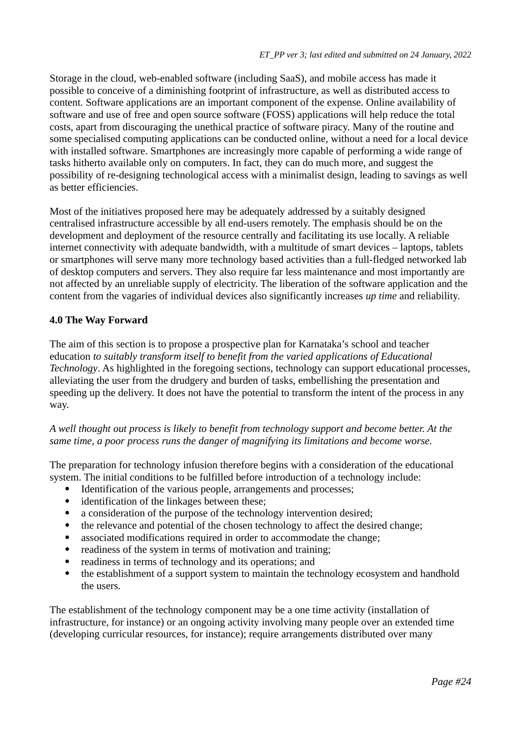Storage in the cloud, web-enabled software (including SaaS), and mobile access has made it possible to conceive of a diminishing footprint of infrastructure, as well as distributed access to content. Software applications are an important component of the expense. Online availability of software and use of free and open source software (FOSS) applications will help reduce the total costs, apart from discouraging the unethical practice of software piracy. Many of the routine and some specialised computing applications can be conducted online, without a need for a local device with installed software. Smartphones are increasingly more capable of performing a wide range of tasks hitherto available only on computers. In fact, they can do much more, and suggest the possibility of re-designing technological access with a minimalist design, leading to savings as well as better efficiencies.

Most of the initiatives proposed here may be adequately addressed by a suitably designed centralised infrastructure accessible by all end-users remotely. The emphasis should be on the development and deployment of the resource centrally and facilitating its use locally. A reliable internet connectivity with adequate bandwidth, with a multitude of smart devices – laptops, tablets or smartphones will serve many more technology based activities than a full-fledged networked lab of desktop computers and servers. They also require far less maintenance and most importantly are not affected by an unreliable supply of electricity. The liberation of the software application and the content from the vagaries of individual devices also significantly increases *up time* and reliability.

### 4.0 The Way Forward

The aim of this section is to propose a prospective plan for Karnataka's school and teacher education *to suitably transform itself to benefit from the varied applications of Educational Technology*. As highlighted in the foregoing sections, technology can support educational processes, alleviating the user from the drudgery and burden of tasks, embellishing the presentation and speeding up the delivery. It does not have the potential to transform the intent of the process in any way.

*A well thought out process is likely to benefit from technology support and become better. At the same time, a poor process runs the danger of magnifying its limitations and become worse.*

The preparation for technology infusion therefore begins with a consideration of the educational system. The initial conditions to be fulfilled before introduction of a technology include:

- Identification of the various people, arrangements and processes;
- identification of the linkages between these;
- a consideration of the purpose of the technology intervention desired;
- the relevance and potential of the chosen technology to affect the desired change;
- associated modifications required in order to accommodate the change;
- readiness of the system in terms of motivation and training;
- readiness in terms of technology and its operations; and
- the establishment of a support system to maintain the technology ecosystem and handhold the users.

The establishment of the technology component may be a one time activity (installation of infrastructure, for instance) or an ongoing activity involving many people over an extended time (developing curricular resources, for instance); require arrangements distributed over many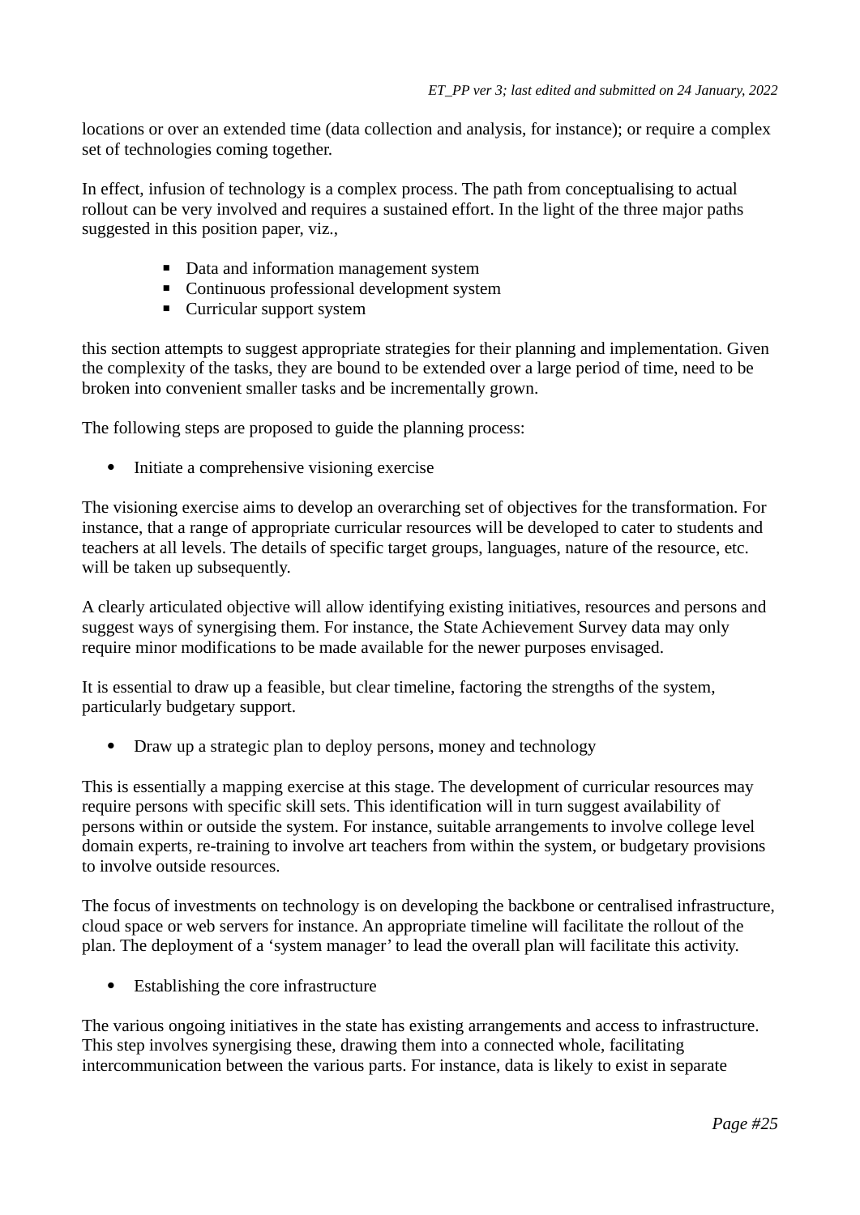locations or over an extended time (data collection and analysis, for instance); or require a complex set of technologies coming together.

In effect, infusion of technology is a complex process. The path from conceptualising to actual rollout can be very involved and requires a sustained effort. In the light of the three major paths suggested in this position paper, viz.,

- Data and information management system
- Continuous professional development system
- Curricular support system

this section attempts to suggest appropriate strategies for their planning and implementation. Given the complexity of the tasks, they are bound to be extended over a large period of time, need to be broken into convenient smaller tasks and be incrementally grown.

The following steps are proposed to guide the planning process:

- Initiate a comprehensive visioning exercise

The visioning exercise aims to develop an overarching set of objectives for the transformation. For instance, that a range of appropriate curricular resources will be developed to cater to students and teachers at all levels. The details of specific target groups, languages, nature of the resource, etc. will be taken up subsequently.

A clearly articulated objective will allow identifying existing initiatives, resources and persons and suggest ways of synergising them. For instance, the State Achievement Survey data may only require minor modifications to be made available for the newer purposes envisaged.

It is essential to draw up a feasible, but clear timeline, factoring the strengths of the system, particularly budgetary support.

- Draw up a strategic plan to deploy persons, money and technology

This is essentially a mapping exercise at this stage. The development of curricular resources may require persons with specific skill sets. This identification will in turn suggest availability of persons within or outside the system. For instance, suitable arrangements to involve college level domain experts, re-training to involve art teachers from within the system, or budgetary provisions to involve outside resources.

The focus of investments on technology is on developing the backbone or centralised infrastructure, cloud space or web servers for instance. An appropriate timeline will facilitate the rollout of the plan. The deployment of a 'system manager' to lead the overall plan will facilitate this activity.

- Establishing the core infrastructure

The various ongoing initiatives in the state has existing arrangements and access to infrastructure. This step involves synergising these, drawing them into a connected whole, facilitating intercommunication between the various parts. For instance, data is likely to exist in separate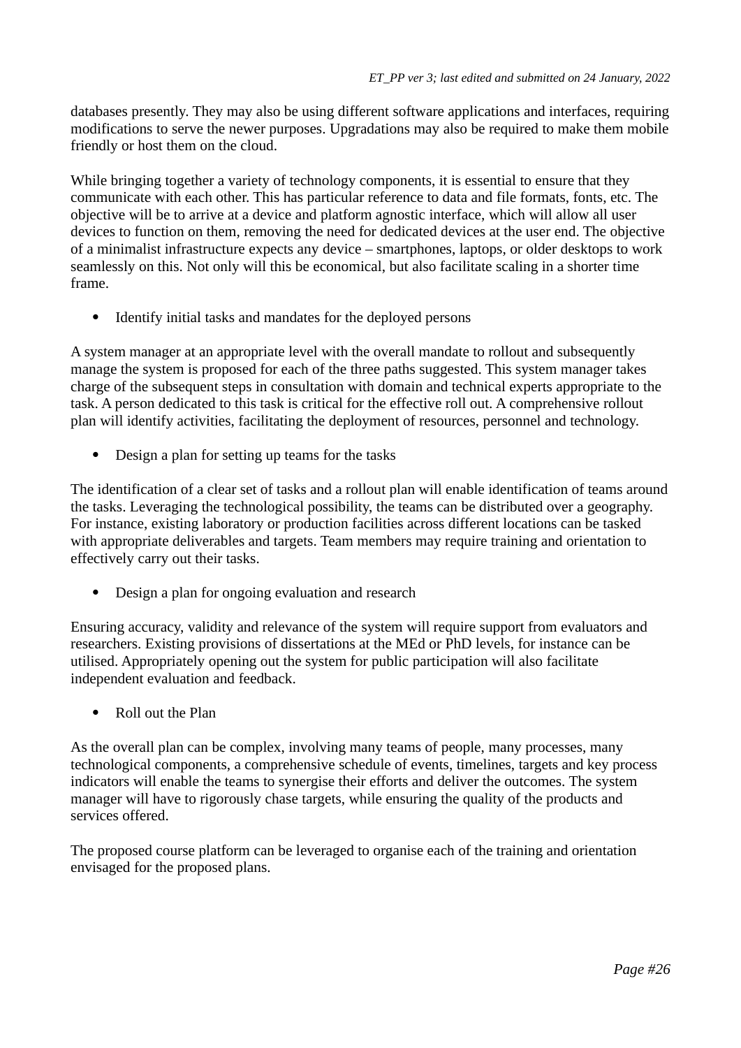databases presently. They may also be using different software applications and interfaces, requiring modifications to serve the newer purposes. Upgradations may also be required to make them mobile friendly or host them on the cloud.

While bringing together a variety of technology components, it is essential to ensure that they communicate with each other. This has particular reference to data and file formats, fonts, etc. The objective will be to arrive at a device and platform agnostic interface, which will allow all user devices to function on them, removing the need for dedicated devices at the user end. The objective of a minimalist infrastructure expects any device – smartphones, laptops, or older desktops to work seamlessly on this. Not only will this be economical, but also facilitate scaling in a shorter time frame.

- Identify initial tasks and mandates for the deployed persons

A system manager at an appropriate level with the overall mandate to rollout and subsequently manage the system is proposed for each of the three paths suggested. This system manager takes charge of the subsequent steps in consultation with domain and technical experts appropriate to the task. A person dedicated to this task is critical for the effective roll out. A comprehensive rollout plan will identify activities, facilitating the deployment of resources, personnel and technology.

- Design a plan for setting up teams for the tasks

The identification of a clear set of tasks and a rollout plan will enable identification of teams around the tasks. Leveraging the technological possibility, the teams can be distributed over a geography. For instance, existing laboratory or production facilities across different locations can be tasked with appropriate deliverables and targets. Team members may require training and orientation to effectively carry out their tasks.

- Design a plan for ongoing evaluation and research

Ensuring accuracy, validity and relevance of the system will require support from evaluators and researchers. Existing provisions of dissertations at the MEd or PhD levels, for instance can be utilised. Appropriately opening out the system for public participation will also facilitate independent evaluation and feedback.

- Roll out the Plan

As the overall plan can be complex, involving many teams of people, many processes, many technological components, a comprehensive schedule of events, timelines, targets and key process indicators will enable the teams to synergise their efforts and deliver the outcomes. The system manager will have to rigorously chase targets, while ensuring the quality of the products and services offered.

The proposed course platform can be leveraged to organise each of the training and orientation envisaged for the proposed plans.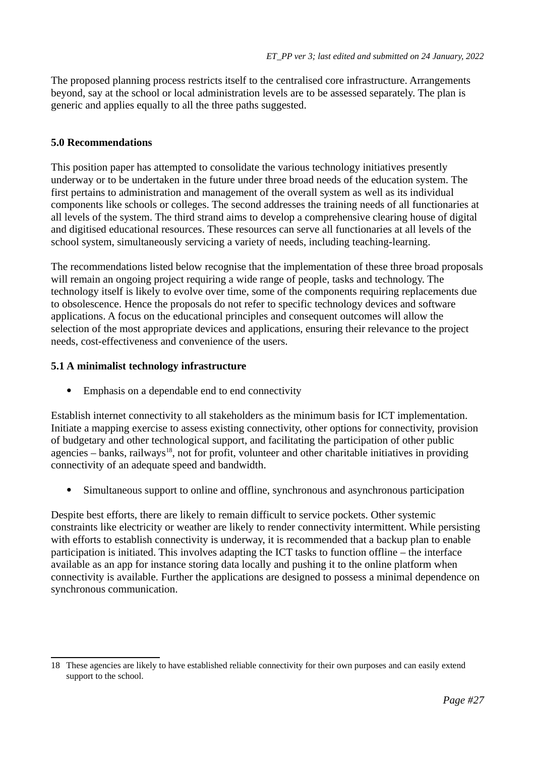The proposed planning process restricts itself to the centralised core infrastructure. Arrangements beyond, say at the school or local administration levels are to be assessed separately. The plan is generic and applies equally to all the three paths suggested.

## 5.0 Recommendations

This position paper has attempted to consolidate the various technology initiatives presently underway or to be undertaken in the future under three broad needs of the education system. The first pertains to administration and management of the overall system as well as its individual components like schools or colleges. The second addresses the training needs of all functionaries at all levels of the system. The third strand aims to develop a comprehensive clearing house of digital and digitised educational resources. These resources can serve all functionaries at all levels of the school system, simultaneously servicing a variety of needs, including teaching-learning.

The recommendations listed below recognise that the implementation of these three broad proposals will remain an ongoing project requiring a wide range of people, tasks and technology. The technology itself is likely to evolve over time, some of the components requiring replacements due to obsolescence. Hence the proposals do not refer to specific technology devices and software applications. A focus on the educational principles and consequent outcomes will allow the selection of the most appropriate devices and applications, ensuring their relevance to the project needs, cost-effectiveness and convenience of the users.

### 5.1 A minimalist technology infrastructure

- Emphasis on a dependable end to end connectivity

Establish internet connectivity to all stakeholders as the minimum basis for ICT implementation. Initiate a mapping exercise to assess existing connectivity, other options for connectivity, provision of budgetary and other technological support, and facilitating the participation of other public agencies – banks, railways[18], not for profit, volunteer and other charitable initiatives in providing connectivity of an adequate speed and bandwidth.

- Simultaneous support to online and offline, synchronous and asynchronous participation

Despite best efforts, there are likely to remain difficult to service pockets. Other systemic constraints like electricity or weather are likely to render connectivity intermittent. While persisting with efforts to establish connectivity is underway, it is recommended that a backup plan to enable participation is initiated. This involves adapting the ICT tasks to function offline – the interface available as an app for instance storing data locally and pushing it to the online platform when connectivity is available. Further the applications are designed to possess a minimal dependence on synchronous communication.

---

18 These agencies are likely to have established reliable connectivity for their own purposes and can easily extend support to the school.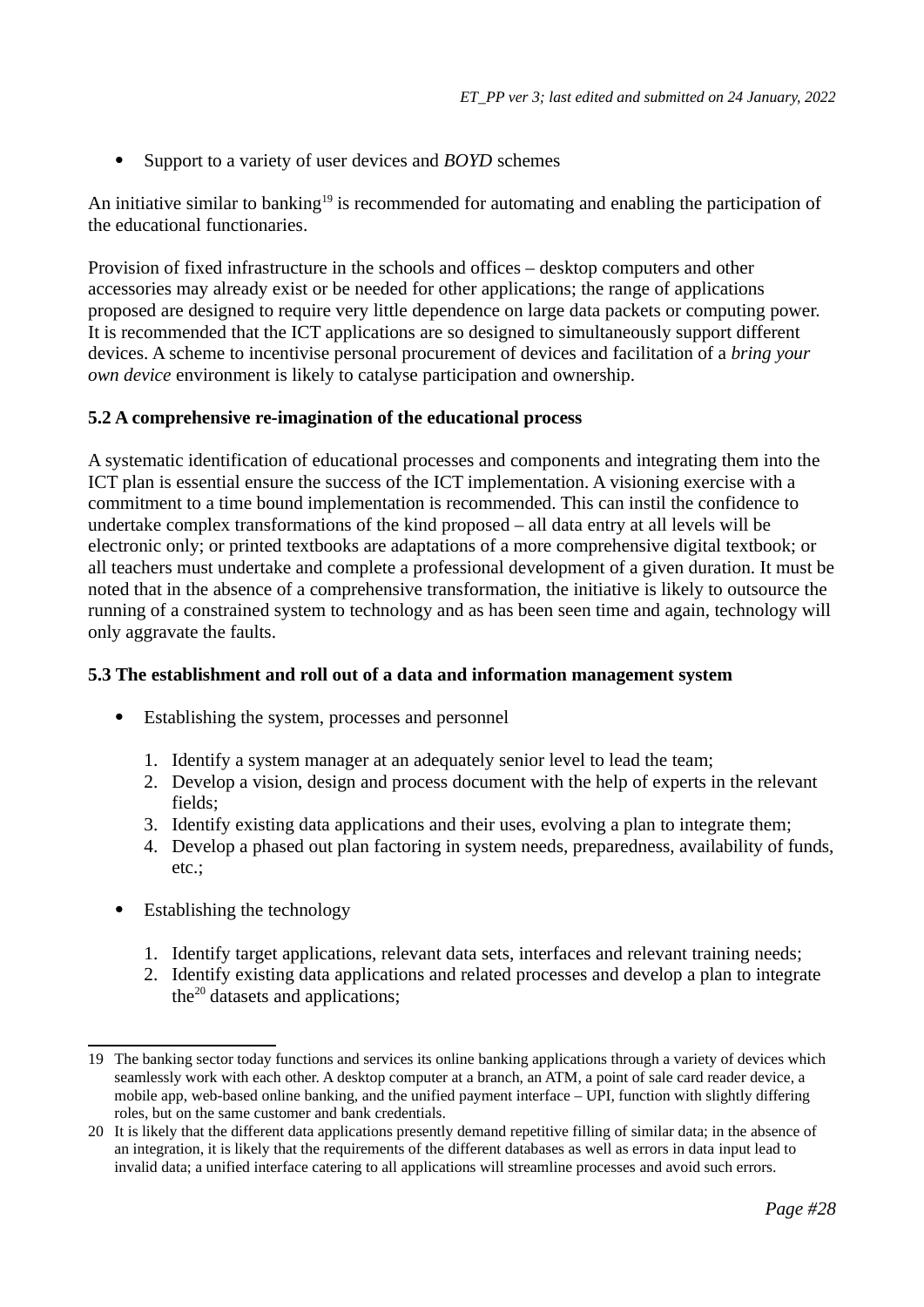- Support to a variety of user devices and *BOYD* schemes

An initiative similar to banking[19] is recommended for automating and enabling the participation of the educational functionaries.

Provision of fixed infrastructure in the schools and offices – desktop computers and other accessories may already exist or be needed for other applications; the range of applications proposed are designed to require very little dependence on large data packets or computing power. It is recommended that the ICT applications are so designed to simultaneously support different devices. A scheme to incentivise personal procurement of devices and facilitation of a *bring your own device* environment is likely to catalyse participation and ownership.

**5.2 A comprehensive re-imagination of the educational process**

A systematic identification of educational processes and components and integrating them into the ICT plan is essential ensure the success of the ICT implementation. A visioning exercise with a commitment to a time bound implementation is recommended. This can instil the confidence to undertake complex transformations of the kind proposed – all data entry at all levels will be electronic only; or printed textbooks are adaptations of a more comprehensive digital textbook; or all teachers must undertake and complete a professional development of a given duration. It must be noted that in the absence of a comprehensive transformation, the initiative is likely to outsource the running of a constrained system to technology and as has been seen time and again, technology will only aggravate the faults.

**5.3 The establishment and roll out of a data and information management system**

- Establishing the system, processes and personnel

  1. Identify a system manager at an adequately senior level to lead the team;
  2. Develop a vision, design and process document with the help of experts in the relevant fields;
  3. Identify existing data applications and their uses, evolving a plan to integrate them;
  4. Develop a phased out plan factoring in system needs, preparedness, availability of funds, etc.;

- Establishing the technology

  1. Identify target applications, relevant data sets, interfaces and relevant training needs;
  2. Identify existing data applications and related processes and develop a plan to integrate the[20] datasets and applications;

---

19 The banking sector today functions and services its online banking applications through a variety of devices which seamlessly work with each other. A desktop computer at a branch, an ATM, a point of sale card reader device, a mobile app, web-based online banking, and the unified payment interface – UPI, function with slightly differing roles, but on the same customer and bank credentials.

20 It is likely that the different data applications presently demand repetitive filling of similar data; in the absence of an integration, it is likely that the requirements of the different databases as well as errors in data input lead to invalid data; a unified interface catering to all applications will streamline processes and avoid such errors.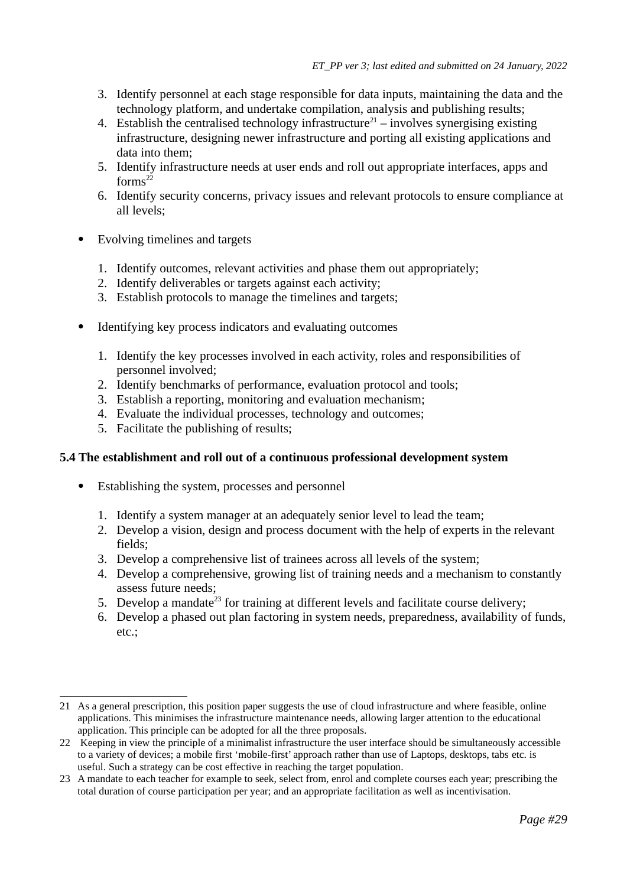3. Identify personnel at each stage responsible for data inputs, maintaining the data and the technology platform, and undertake compilation, analysis and publishing results;
4. Establish the centralised technology infrastructure[21] – involves synergising existing infrastructure, designing newer infrastructure and porting all existing applications and data into them;
5. Identify infrastructure needs at user ends and roll out appropriate interfaces, apps and forms[22]
6. Identify security concerns, privacy issues and relevant protocols to ensure compliance at all levels;

- Evolving timelines and targets

1. Identify outcomes, relevant activities and phase them out appropriately;
2. Identify deliverables or targets against each activity;
3. Establish protocols to manage the timelines and targets;

- Identifying key process indicators and evaluating outcomes

1. Identify the key processes involved in each activity, roles and responsibilities of personnel involved;
2. Identify benchmarks of performance, evaluation protocol and tools;
3. Establish a reporting, monitoring and evaluation mechanism;
4. Evaluate the individual processes, technology and outcomes;
5. Facilitate the publishing of results;

### 5.4 The establishment and roll out of a continuous professional development system

- Establishing the system, processes and personnel

1. Identify a system manager at an adequately senior level to lead the team;
2. Develop a vision, design and process document with the help of experts in the relevant fields;
3. Develop a comprehensive list of trainees across all levels of the system;
4. Develop a comprehensive, growing list of training needs and a mechanism to constantly assess future needs;
5. Develop a mandate[23] for training at different levels and facilitate course delivery;
6. Develop a phased out plan factoring in system needs, preparedness, availability of funds, etc.;

---

21 As a general prescription, this position paper suggests the use of cloud infrastructure and where feasible, online applications. This minimises the infrastructure maintenance needs, allowing larger attention to the educational application. This principle can be adopted for all the three proposals.

22 Keeping in view the principle of a minimalist infrastructure the user interface should be simultaneously accessible to a variety of devices; a mobile first 'mobile-first' approach rather than use of Laptops, desktops, tabs etc. is useful. Such a strategy can be cost effective in reaching the target population.

23 A mandate to each teacher for example to seek, select from, enrol and complete courses each year; prescribing the total duration of course participation per year; and an appropriate facilitation as well as incentivisation.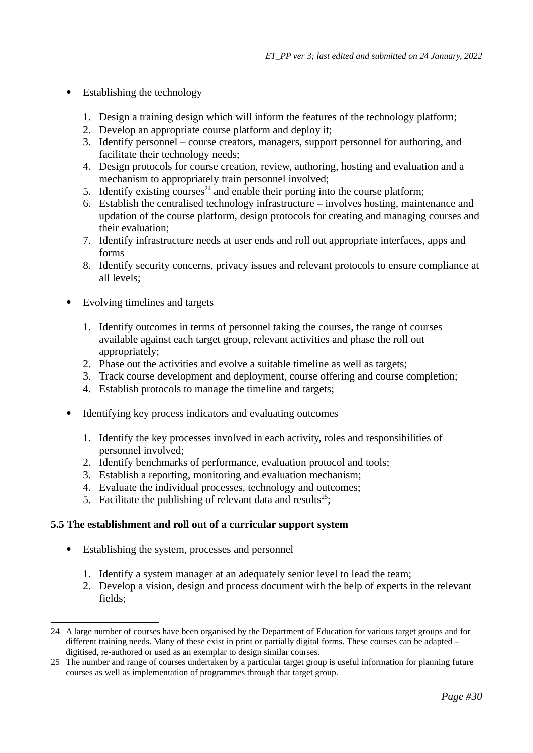- Establishing the technology

  1. Design a training design which will inform the features of the technology platform;
  2. Develop an appropriate course platform and deploy it;
  3. Identify personnel – course creators, managers, support personnel for authoring, and facilitate their technology needs;
  4. Design protocols for course creation, review, authoring, hosting and evaluation and a mechanism to appropriately train personnel involved;
  5. Identify existing courses[24] and enable their porting into the course platform;
  6. Establish the centralised technology infrastructure – involves hosting, maintenance and updation of the course platform, design protocols for creating and managing courses and their evaluation;
  7. Identify infrastructure needs at user ends and roll out appropriate interfaces, apps and forms
  8. Identify security concerns, privacy issues and relevant protocols to ensure compliance at all levels;

- Evolving timelines and targets

  1. Identify outcomes in terms of personnel taking the courses, the range of courses available against each target group, relevant activities and phase the roll out appropriately;
  2. Phase out the activities and evolve a suitable timeline as well as targets;
  3. Track course development and deployment, course offering and course completion;
  4. Establish protocols to manage the timeline and targets;

- Identifying key process indicators and evaluating outcomes

  1. Identify the key processes involved in each activity, roles and responsibilities of personnel involved;
  2. Identify benchmarks of performance, evaluation protocol and tools;
  3. Establish a reporting, monitoring and evaluation mechanism;
  4. Evaluate the individual processes, technology and outcomes;
  5. Facilitate the publishing of relevant data and results[25];

**5.5 The establishment and roll out of a curricular support system**

- Establishing the system, processes and personnel

  1. Identify a system manager at an adequately senior level to lead the team;
  2. Develop a vision, design and process document with the help of experts in the relevant fields;

---

24 A large number of courses have been organised by the Department of Education for various target groups and for different training needs. Many of these exist in print or partially digital forms. These courses can be adapted – digitised, re-authored or used as an exemplar to design similar courses.

25 The number and range of courses undertaken by a particular target group is useful information for planning future courses as well as implementation of programmes through that target group.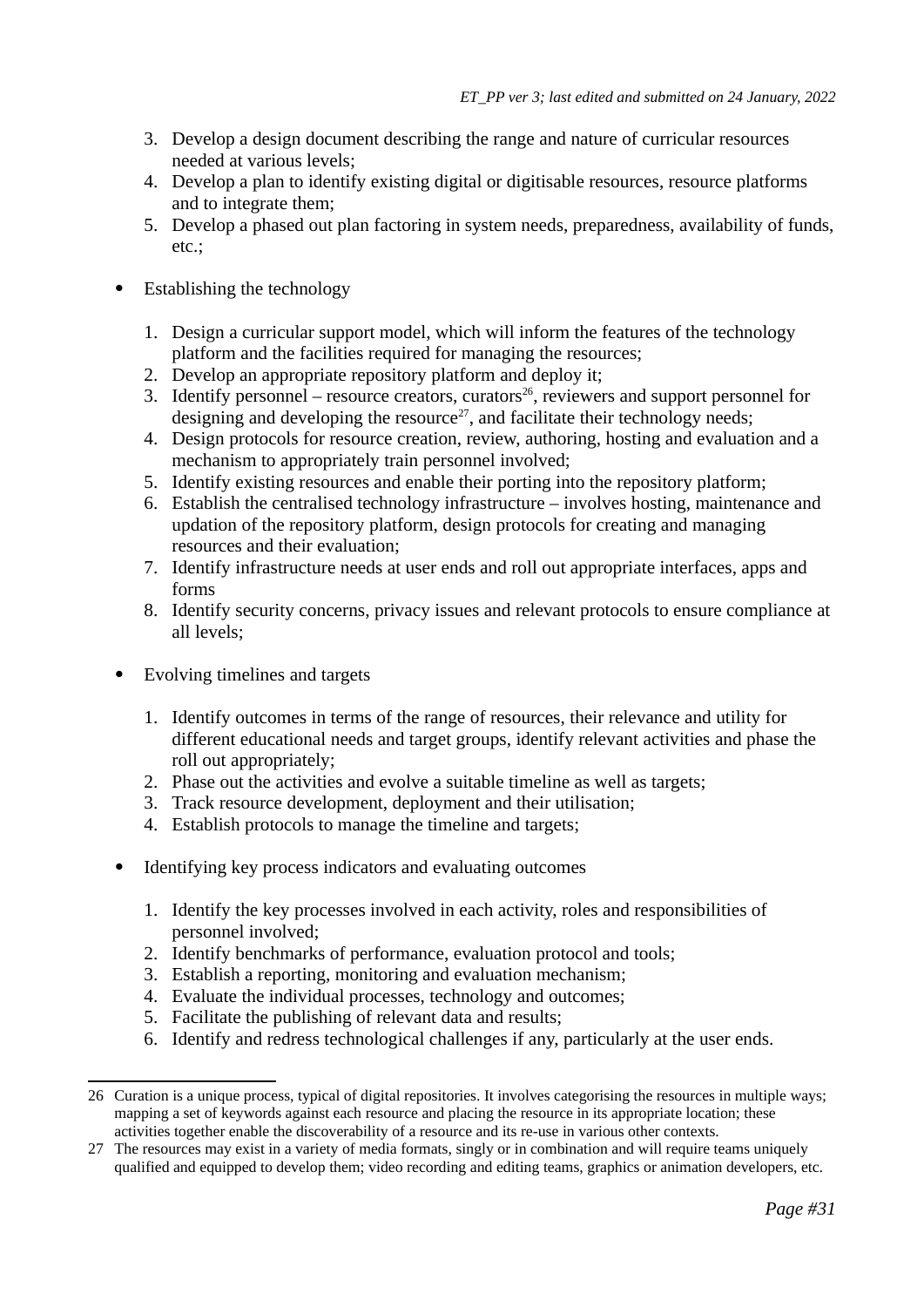3. Develop a design document describing the range and nature of curricular resources needed at various levels;
4. Develop a plan to identify existing digital or digitisable resources, resource platforms and to integrate them;
5. Develop a phased out plan factoring in system needs, preparedness, availability of funds, etc.;

- Establishing the technology

1. Design a curricular support model, which will inform the features of the technology platform and the facilities required for managing the resources;
2. Develop an appropriate repository platform and deploy it;
3. Identify personnel – resource creators, curators[26], reviewers and support personnel for designing and developing the resource[27], and facilitate their technology needs;
4. Design protocols for resource creation, review, authoring, hosting and evaluation and a mechanism to appropriately train personnel involved;
5. Identify existing resources and enable their porting into the repository platform;
6. Establish the centralised technology infrastructure – involves hosting, maintenance and updation of the repository platform, design protocols for creating and managing resources and their evaluation;
7. Identify infrastructure needs at user ends and roll out appropriate interfaces, apps and forms
8. Identify security concerns, privacy issues and relevant protocols to ensure compliance at all levels;

- Evolving timelines and targets

1. Identify outcomes in terms of the range of resources, their relevance and utility for different educational needs and target groups, identify relevant activities and phase the roll out appropriately;
2. Phase out the activities and evolve a suitable timeline as well as targets;
3. Track resource development, deployment and their utilisation;
4. Establish protocols to manage the timeline and targets;

- Identifying key process indicators and evaluating outcomes

1. Identify the key processes involved in each activity, roles and responsibilities of personnel involved;
2. Identify benchmarks of performance, evaluation protocol and tools;
3. Establish a reporting, monitoring and evaluation mechanism;
4. Evaluate the individual processes, technology and outcomes;
5. Facilitate the publishing of relevant data and results;
6. Identify and redress technological challenges if any, particularly at the user ends.

---

26 Curation is a unique process, typical of digital repositories. It involves categorising the resources in multiple ways; mapping a set of keywords against each resource and placing the resource in its appropriate location; these activities together enable the discoverability of a resource and its re-use in various other contexts.

27 The resources may exist in a variety of media formats, singly or in combination and will require teams uniquely qualified and equipped to develop them; video recording and editing teams, graphics or animation developers, etc.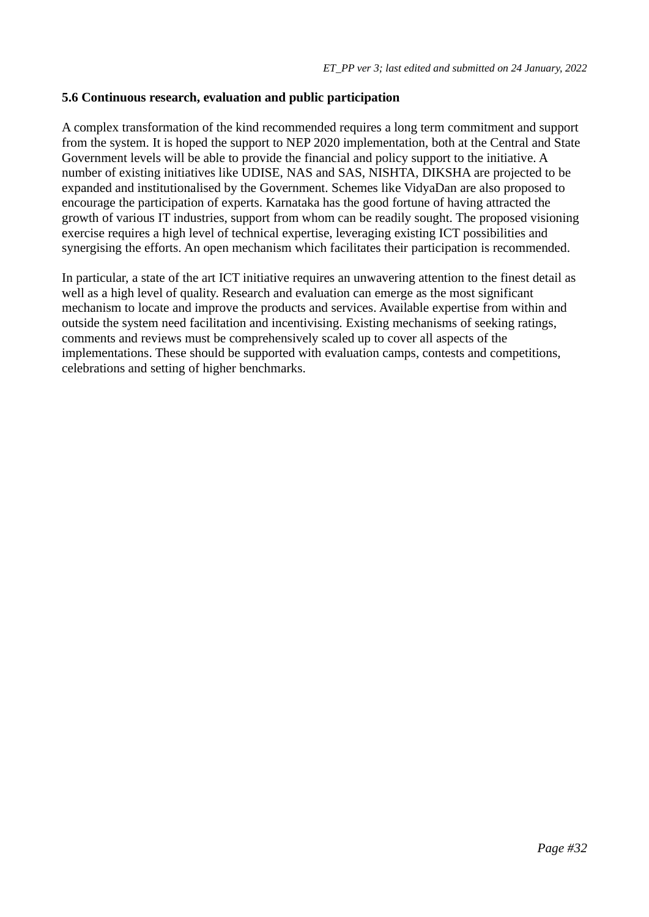### 5.6 Continuous research, evaluation and public participation

A complex transformation of the kind recommended requires a long term commitment and support from the system. It is hoped the support to NEP 2020 implementation, both at the Central and State Government levels will be able to provide the financial and policy support to the initiative. A number of existing initiatives like UDISE, NAS and SAS, NISHTA, DIKSHA are projected to be expanded and institutionalised by the Government. Schemes like VidyaDan are also proposed to encourage the participation of experts. Karnataka has the good fortune of having attracted the growth of various IT industries, support from whom can be readily sought. The proposed visioning exercise requires a high level of technical expertise, leveraging existing ICT possibilities and synergising the efforts. An open mechanism which facilitates their participation is recommended.

In particular, a state of the art ICT initiative requires an unwavering attention to the finest detail as well as a high level of quality. Research and evaluation can emerge as the most significant mechanism to locate and improve the products and services. Available expertise from within and outside the system need facilitation and incentivising. Existing mechanisms of seeking ratings, comments and reviews must be comprehensively scaled up to cover all aspects of the implementations. These should be supported with evaluation camps, contests and competitions, celebrations and setting of higher benchmarks.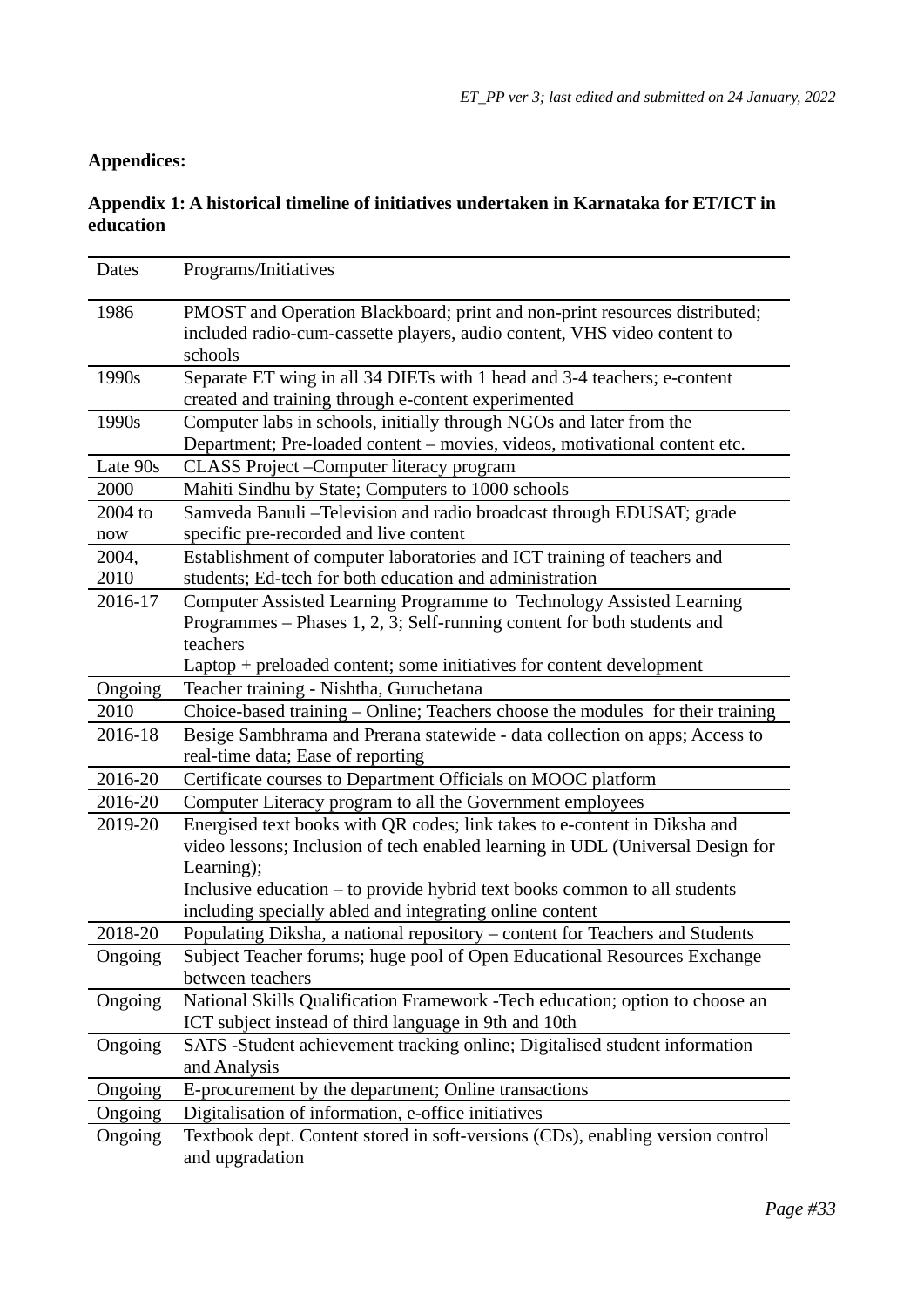**Appendices:**

**Appendix 1: A historical timeline of initiatives undertaken in Karnataka for ET/ICT in education**

| Dates | Programs/Initiatives |
|---|---|
| 1986 | PMOST and Operation Blackboard; print and non-print resources distributed; included radio-cum-cassette players, audio content, VHS video content to schools |
| 1990s | Separate ET wing in all 34 DIETs with 1 head and 3-4 teachers; e-content created and training through e-content experimented |
| 1990s | Computer labs in schools, initially through NGOs and later from the Department; Pre-loaded content – movies, videos, motivational content etc. |
| Late 90s | CLASS Project –Computer literacy program |
| 2000 | Mahiti Sindhu by State; Computers to 1000 schools |
| 2004 to now | Samveda Banuli –Television and radio broadcast through EDUSAT; grade specific pre-recorded and live content |
| 2004, 2010 | Establishment of computer laboratories and ICT training of teachers and students; Ed-tech for both education and administration |
| 2016-17 | Computer Assisted Learning Programme to Technology Assisted Learning Programmes – Phases 1, 2, 3; Self-running content for both students and teachers<br>Laptop + preloaded content; some initiatives for content development |
| Ongoing | Teacher training - Nishtha, Guruchetana |
| 2010 | Choice-based training – Online; Teachers choose the modules for their training |
| 2016-18 | Besige Sambhrama and Prerana statewide - data collection on apps; Access to real-time data; Ease of reporting |
| 2016-20 | Certificate courses to Department Officials on MOOC platform |
| 2016-20 | Computer Literacy program to all the Government employees |
| 2019-20 | Energised text books with QR codes; link takes to e-content in Diksha and video lessons; Inclusion of tech enabled learning in UDL (Universal Design for Learning);<br>Inclusive education – to provide hybrid text books common to all students including specially abled and integrating online content |
| 2018-20 | Populating Diksha, a national repository – content for Teachers and Students |
| Ongoing | Subject Teacher forums; huge pool of Open Educational Resources Exchange between teachers |
| Ongoing | National Skills Qualification Framework -Tech education; option to choose an ICT subject instead of third language in 9th and 10th |
| Ongoing | SATS -Student achievement tracking online; Digitalised student information and Analysis |
| Ongoing | E-procurement by the department; Online transactions |
| Ongoing | Digitalisation of information, e-office initiatives |
| Ongoing | Textbook dept. Content stored in soft-versions (CDs), enabling version control and upgradation |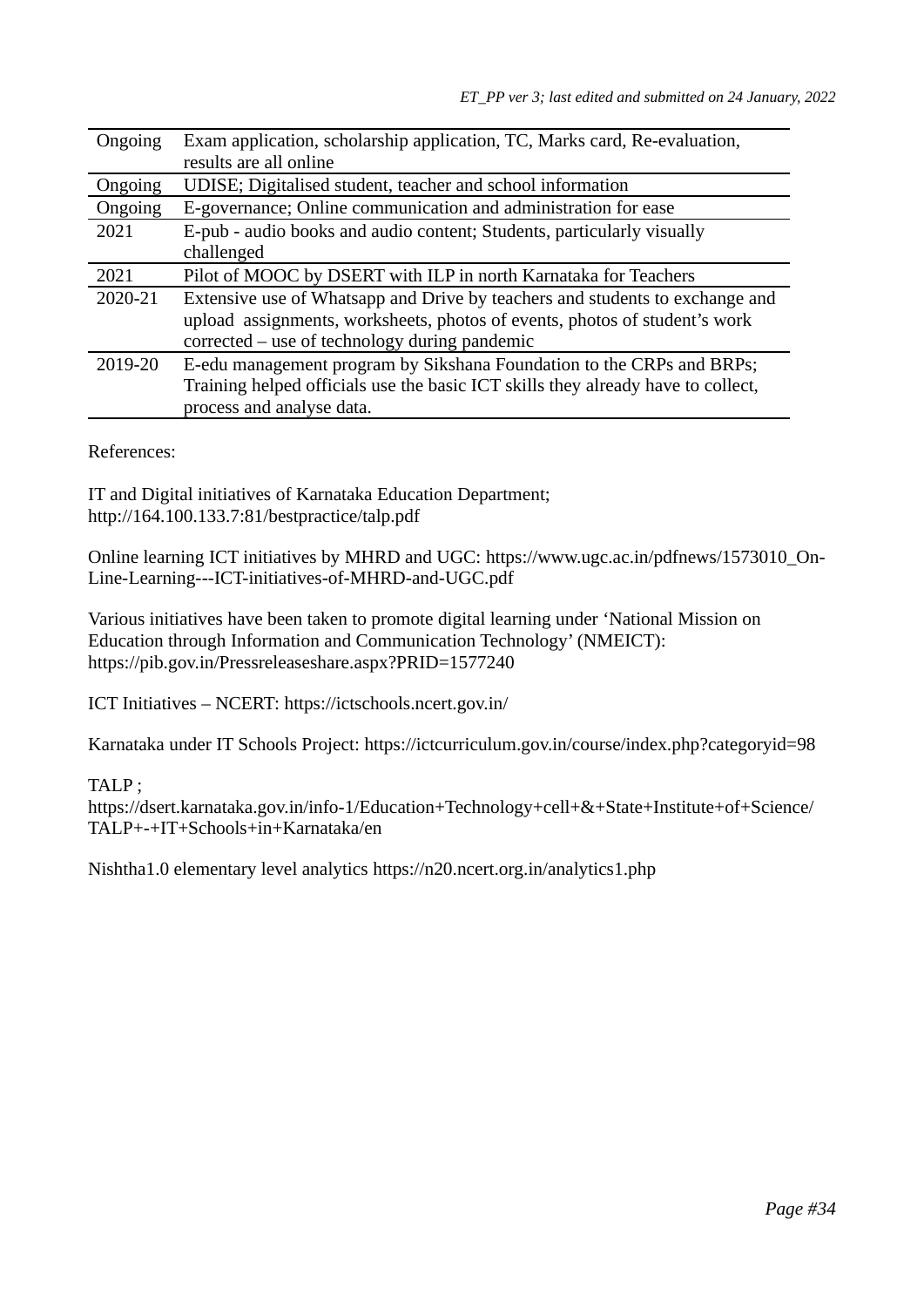| | |
|---|---|
| Ongoing | Exam application, scholarship application, TC, Marks card, Re-evaluation, results are all online |
| Ongoing | UDISE; Digitalised student, teacher and school information |
| Ongoing | E-governance; Online communication and administration for ease |
| 2021 | E-pub - audio books and audio content; Students, particularly visually challenged |
| 2021 | Pilot of MOOC by DSERT with ILP in north Karnataka for Teachers |
| 2020-21 | Extensive use of Whatsapp and Drive by teachers and students to exchange and upload assignments, worksheets, photos of events, photos of student's work corrected – use of technology during pandemic |
| 2019-20 | E-edu management program by Sikshana Foundation to the CRPs and BRPs; Training helped officials use the basic ICT skills they already have to collect, process and analyse data. |

References:

IT and Digital initiatives of Karnataka Education Department; http://164.100.133.7:81/bestpractice/talp.pdf

Online learning ICT initiatives by MHRD and UGC: https://www.ugc.ac.in/pdfnews/1573010_On-Line-Learning---ICT-initiatives-of-MHRD-and-UGC.pdf

Various initiatives have been taken to promote digital learning under 'National Mission on Education through Information and Communication Technology' (NMEICT): https://pib.gov.in/Pressreleaseshare.aspx?PRID=1577240

ICT Initiatives – NCERT: https://ictschools.ncert.gov.in/

Karnataka under IT Schools Project: https://ictcurriculum.gov.in/course/index.php?categoryid=98

TALP ; https://dsert.karnataka.gov.in/info-1/Education+Technology+cell+&+State+Institute+of+Science/TALP+-+IT+Schools+in+Karnataka/en

Nishtha1.0 elementary level analytics https://n20.ncert.org.in/analytics1.php